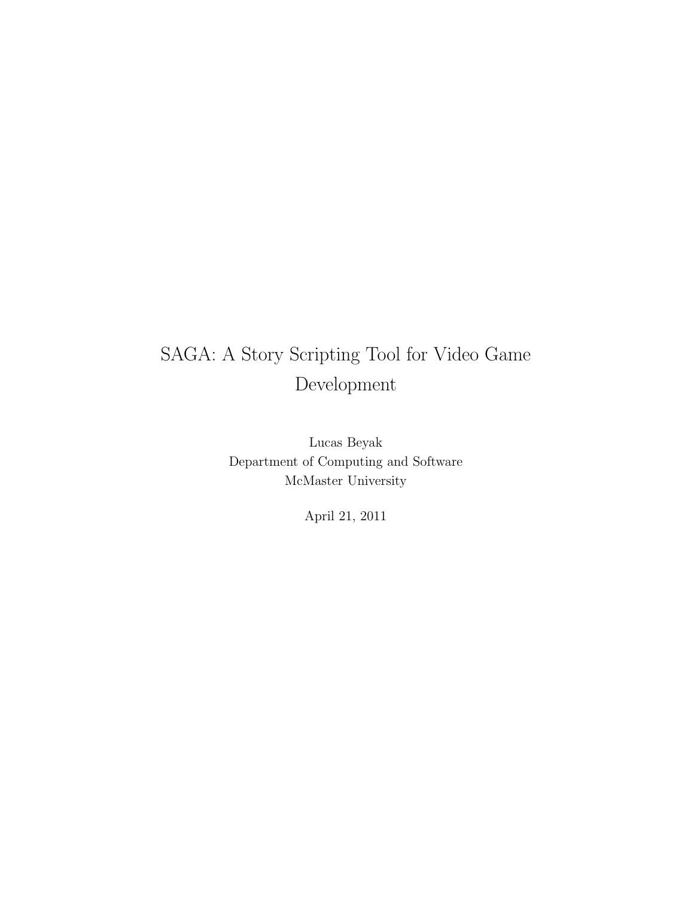# SAGA: A Story Scripting Tool for Video Game Development

Lucas Beyak
Department of Computing and Software
McMaster University

April 21, 2011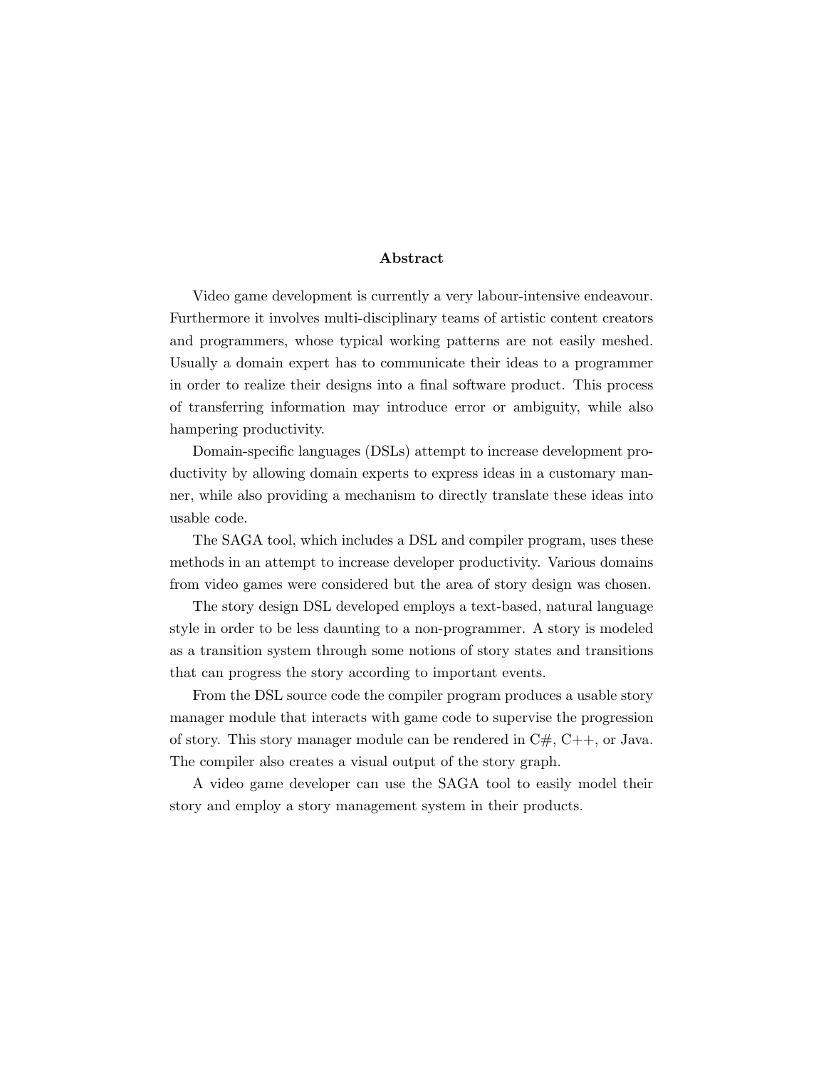# Abstract

Video game development is currently a very labour-intensive endeavour. Furthermore it involves multi-disciplinary teams of artistic content creators and programmers, whose typical working patterns are not easily meshed. Usually a domain expert has to communicate their ideas to a programmer in order to realize their designs into a final software product. This process of transferring information may introduce error or ambiguity, while also hampering productivity.

Domain-specific languages (DSLs) attempt to increase development productivity by allowing domain experts to express ideas in a customary manner, while also providing a mechanism to directly translate these ideas into usable code.

The SAGA tool, which includes a DSL and compiler program, uses these methods in an attempt to increase developer productivity. Various domains from video games were considered but the area of story design was chosen.

The story design DSL developed employs a text-based, natural language style in order to be less daunting to a non-programmer. A story is modeled as a transition system through some notions of story states and transitions that can progress the story according to important events.

From the DSL source code the compiler program produces a usable story manager module that interacts with game code to supervise the progression of story. This story manager module can be rendered in C#, C++, or Java. The compiler also creates a visual output of the story graph.

A video game developer can use the SAGA tool to easily model their story and employ a story management system in their products.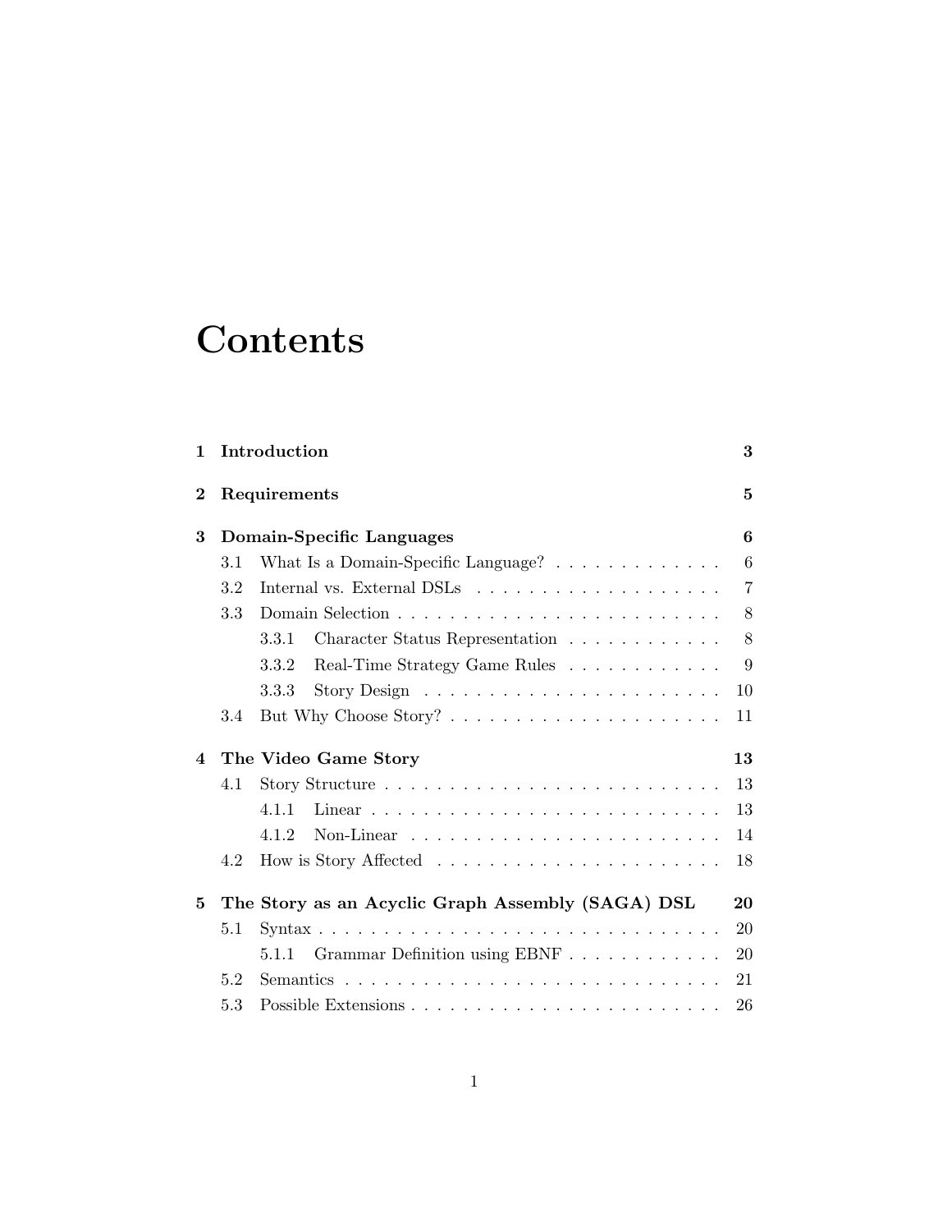# Contents

**1 Introduction** **3**

**2 Requirements** **5**

**3 Domain-Specific Languages** **6**

- 3.1 What Is a Domain-Specific Language? . . . . . . . . . . . . . . 6
- 3.2 Internal vs. External DSLs . . . . . . . . . . . . . . . . . . . . 7
- 3.3 Domain Selection . . . . . . . . . . . . . . . . . . . . . . . . . 8
  - 3.3.1 Character Status Representation . . . . . . . . . . . . . 8
  - 3.3.2 Real-Time Strategy Game Rules . . . . . . . . . . . . . 9
  - 3.3.3 Story Design . . . . . . . . . . . . . . . . . . . . . . . . 10
- 3.4 But Why Choose Story? . . . . . . . . . . . . . . . . . . . . . . 11

**4 The Video Game Story** **13**

- 4.1 Story Structure . . . . . . . . . . . . . . . . . . . . . . . . . . 13
  - 4.1.1 Linear . . . . . . . . . . . . . . . . . . . . . . . . . . . . 13
  - 4.1.2 Non-Linear . . . . . . . . . . . . . . . . . . . . . . . . . 14
- 4.2 How is Story Affected . . . . . . . . . . . . . . . . . . . . . . . 18

**5 The Story as an Acyclic Graph Assembly (SAGA) DSL** **20**

- 5.1 Syntax . . . . . . . . . . . . . . . . . . . . . . . . . . . . . . . 20
  - 5.1.1 Grammar Definition using EBNF . . . . . . . . . . . . . 20
- 5.2 Semantics . . . . . . . . . . . . . . . . . . . . . . . . . . . . . 21
- 5.3 Possible Extensions . . . . . . . . . . . . . . . . . . . . . . . . 26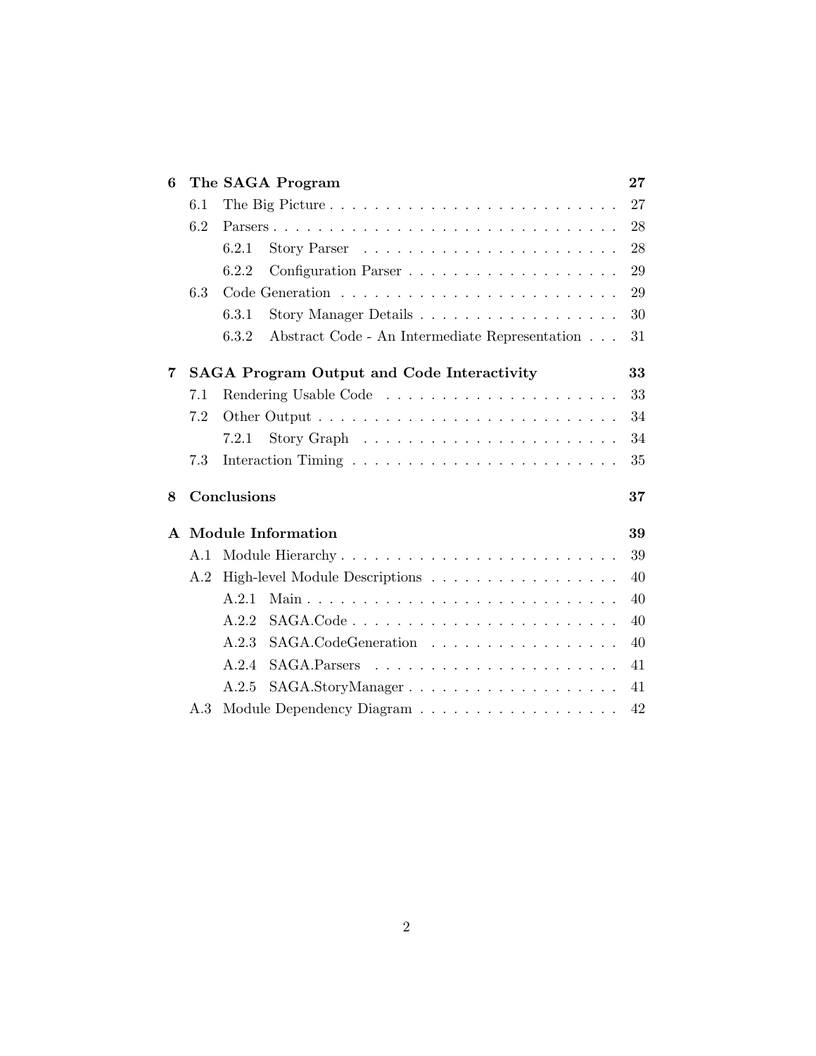6 The SAGA Program 27
- 6.1 The Big Picture 27
- 6.2 Parsers 28
  - 6.2.1 Story Parser 28
  - 6.2.2 Configuration Parser 29
- 6.3 Code Generation 29
  - 6.3.1 Story Manager Details 30
  - 6.3.2 Abstract Code - An Intermediate Representation 31

7 SAGA Program Output and Code Interactivity 33
- 7.1 Rendering Usable Code 33
- 7.2 Other Output 34
  - 7.2.1 Story Graph 34
- 7.3 Interaction Timing 35

8 Conclusions 37

A Module Information 39
- A.1 Module Hierarchy 39
- A.2 High-level Module Descriptions 40
  - A.2.1 Main 40
  - A.2.2 SAGA.Code 40
  - A.2.3 SAGA.CodeGeneration 40
  - A.2.4 SAGA.Parsers 41
  - A.2.5 SAGA.StoryManager 41
- A.3 Module Dependency Diagram 42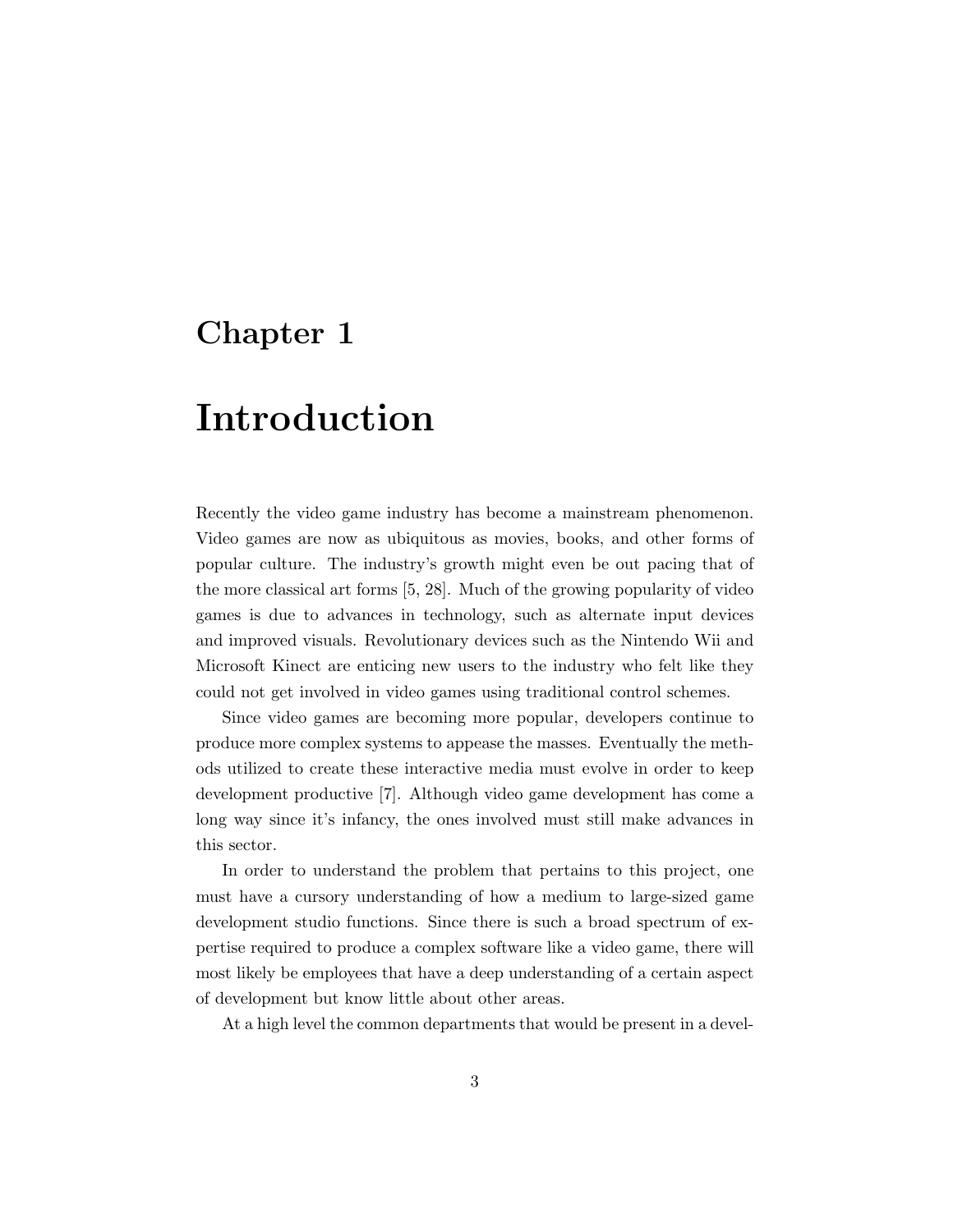# Chapter 1

# Introduction

Recently the video game industry has become a mainstream phenomenon. Video games are now as ubiquitous as movies, books, and other forms of popular culture. The industry's growth might even be out pacing that of the more classical art forms [5, 28]. Much of the growing popularity of video games is due to advances in technology, such as alternate input devices and improved visuals. Revolutionary devices such as the Nintendo Wii and Microsoft Kinect are enticing new users to the industry who felt like they could not get involved in video games using traditional control schemes.

Since video games are becoming more popular, developers continue to produce more complex systems to appease the masses. Eventually the methods utilized to create these interactive media must evolve in order to keep development productive [7]. Although video game development has come a long way since it's infancy, the ones involved must still make advances in this sector.

In order to understand the problem that pertains to this project, one must have a cursory understanding of how a medium to large-sized game development studio functions. Since there is such a broad spectrum of expertise required to produce a complex software like a video game, there will most likely be employees that have a deep understanding of a certain aspect of development but know little about other areas.

At a high level the common departments that would be present in a devel-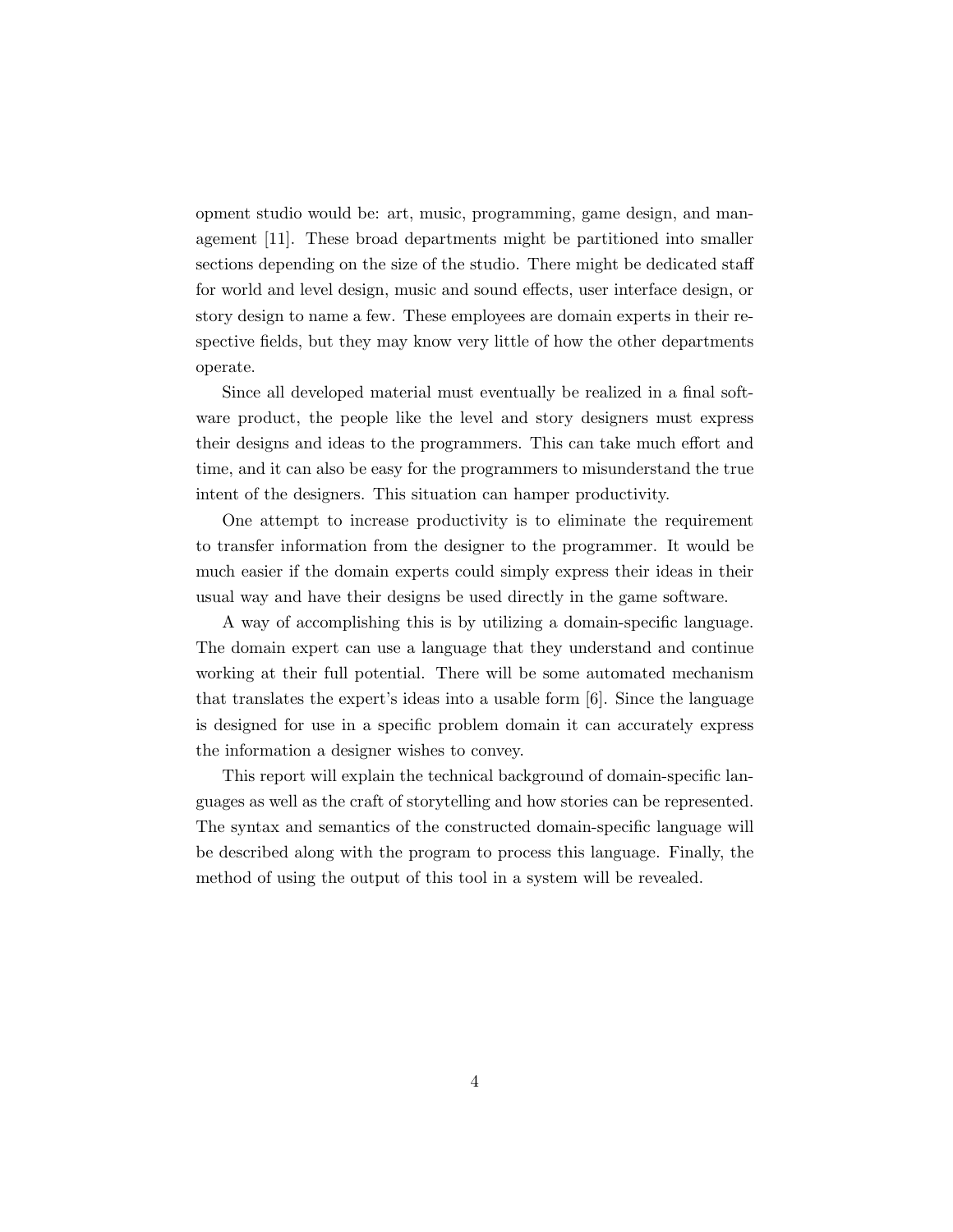opment studio would be: art, music, programming, game design, and management [11]. These broad departments might be partitioned into smaller sections depending on the size of the studio. There might be dedicated staff for world and level design, music and sound effects, user interface design, or story design to name a few. These employees are domain experts in their respective fields, but they may know very little of how the other departments operate.

Since all developed material must eventually be realized in a final software product, the people like the level and story designers must express their designs and ideas to the programmers. This can take much effort and time, and it can also be easy for the programmers to misunderstand the true intent of the designers. This situation can hamper productivity.

One attempt to increase productivity is to eliminate the requirement to transfer information from the designer to the programmer. It would be much easier if the domain experts could simply express their ideas in their usual way and have their designs be used directly in the game software.

A way of accomplishing this is by utilizing a domain-specific language. The domain expert can use a language that they understand and continue working at their full potential. There will be some automated mechanism that translates the expert's ideas into a usable form [6]. Since the language is designed for use in a specific problem domain it can accurately express the information a designer wishes to convey.

This report will explain the technical background of domain-specific languages as well as the craft of storytelling and how stories can be represented. The syntax and semantics of the constructed domain-specific language will be described along with the program to process this language. Finally, the method of using the output of this tool in a system will be revealed.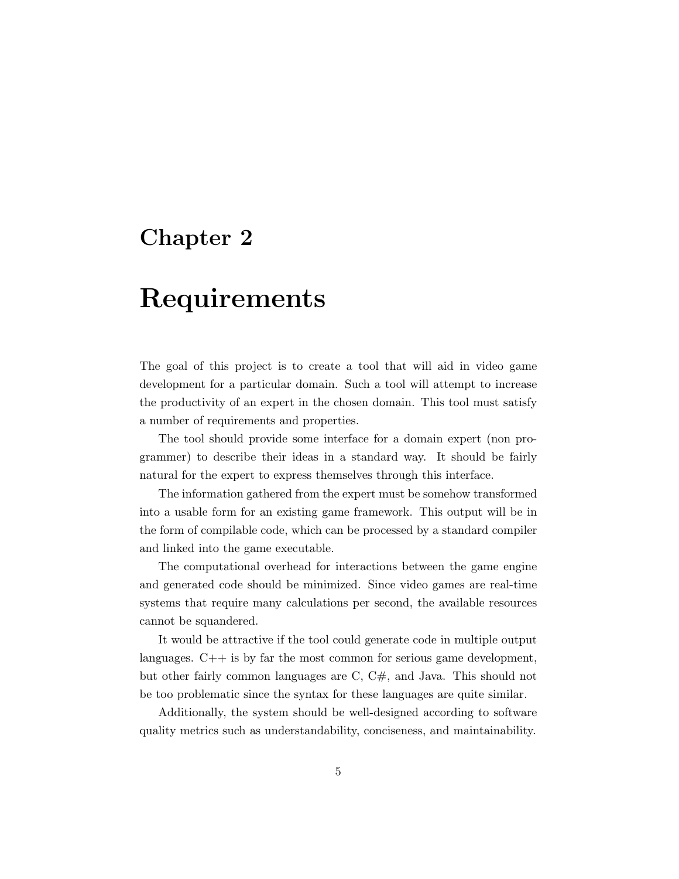# Chapter 2

# Requirements

The goal of this project is to create a tool that will aid in video game development for a particular domain. Such a tool will attempt to increase the productivity of an expert in the chosen domain. This tool must satisfy a number of requirements and properties.

The tool should provide some interface for a domain expert (non programmer) to describe their ideas in a standard way. It should be fairly natural for the expert to express themselves through this interface.

The information gathered from the expert must be somehow transformed into a usable form for an existing game framework. This output will be in the form of compilable code, which can be processed by a standard compiler and linked into the game executable.

The computational overhead for interactions between the game engine and generated code should be minimized. Since video games are real-time systems that require many calculations per second, the available resources cannot be squandered.

It would be attractive if the tool could generate code in multiple output languages. C++ is by far the most common for serious game development, but other fairly common languages are C, C#, and Java. This should not be too problematic since the syntax for these languages are quite similar.

Additionally, the system should be well-designed according to software quality metrics such as understandability, conciseness, and maintainability.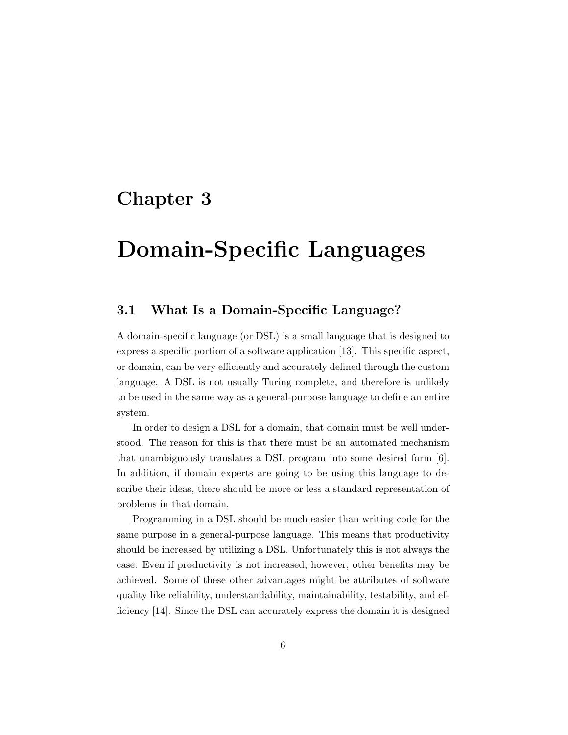# Chapter 3

# Domain-Specific Languages

## 3.1 What Is a Domain-Specific Language?

A domain-specific language (or DSL) is a small language that is designed to express a specific portion of a software application [13]. This specific aspect, or domain, can be very efficiently and accurately defined through the custom language. A DSL is not usually Turing complete, and therefore is unlikely to be used in the same way as a general-purpose language to define an entire system.

In order to design a DSL for a domain, that domain must be well understood. The reason for this is that there must be an automated mechanism that unambiguously translates a DSL program into some desired form [6]. In addition, if domain experts are going to be using this language to describe their ideas, there should be more or less a standard representation of problems in that domain.

Programming in a DSL should be much easier than writing code for the same purpose in a general-purpose language. This means that productivity should be increased by utilizing a DSL. Unfortunately this is not always the case. Even if productivity is not increased, however, other benefits may be achieved. Some of these other advantages might be attributes of software quality like reliability, understandability, maintainability, testability, and efficiency [14]. Since the DSL can accurately express the domain it is designed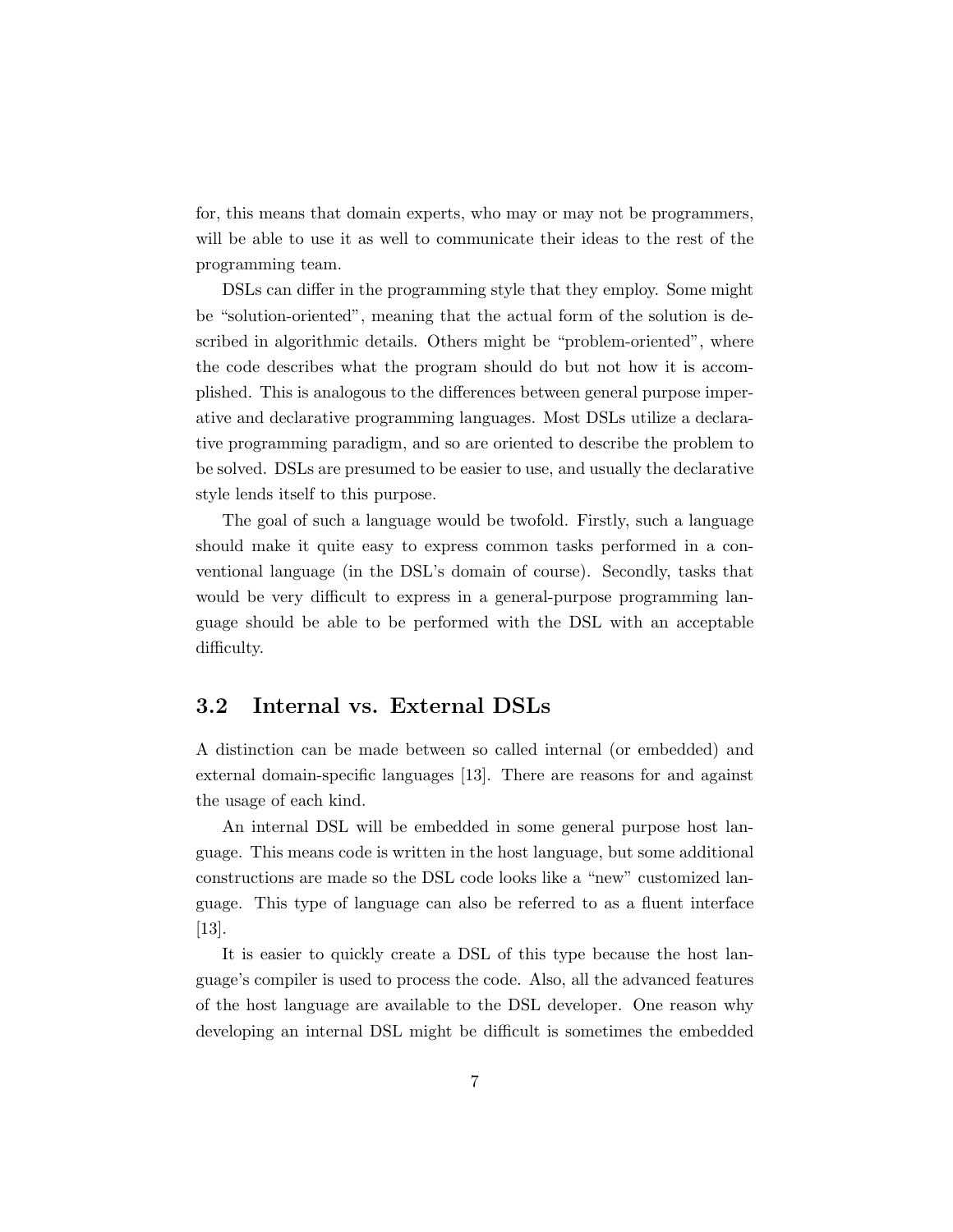for, this means that domain experts, who may or may not be programmers, will be able to use it as well to communicate their ideas to the rest of the programming team.

DSLs can differ in the programming style that they employ. Some might be "solution-oriented", meaning that the actual form of the solution is described in algorithmic details. Others might be "problem-oriented", where the code describes what the program should do but not how it is accomplished. This is analogous to the differences between general purpose imperative and declarative programming languages. Most DSLs utilize a declarative programming paradigm, and so are oriented to describe the problem to be solved. DSLs are presumed to be easier to use, and usually the declarative style lends itself to this purpose.

The goal of such a language would be twofold. Firstly, such a language should make it quite easy to express common tasks performed in a conventional language (in the DSL's domain of course). Secondly, tasks that would be very difficult to express in a general-purpose programming language should be able to be performed with the DSL with an acceptable difficulty.

## 3.2 Internal vs. External DSLs

A distinction can be made between so called internal (or embedded) and external domain-specific languages [13]. There are reasons for and against the usage of each kind.

An internal DSL will be embedded in some general purpose host language. This means code is written in the host language, but some additional constructions are made so the DSL code looks like a "new" customized language. This type of language can also be referred to as a fluent interface [13].

It is easier to quickly create a DSL of this type because the host language's compiler is used to process the code. Also, all the advanced features of the host language are available to the DSL developer. One reason why developing an internal DSL might be difficult is sometimes the embedded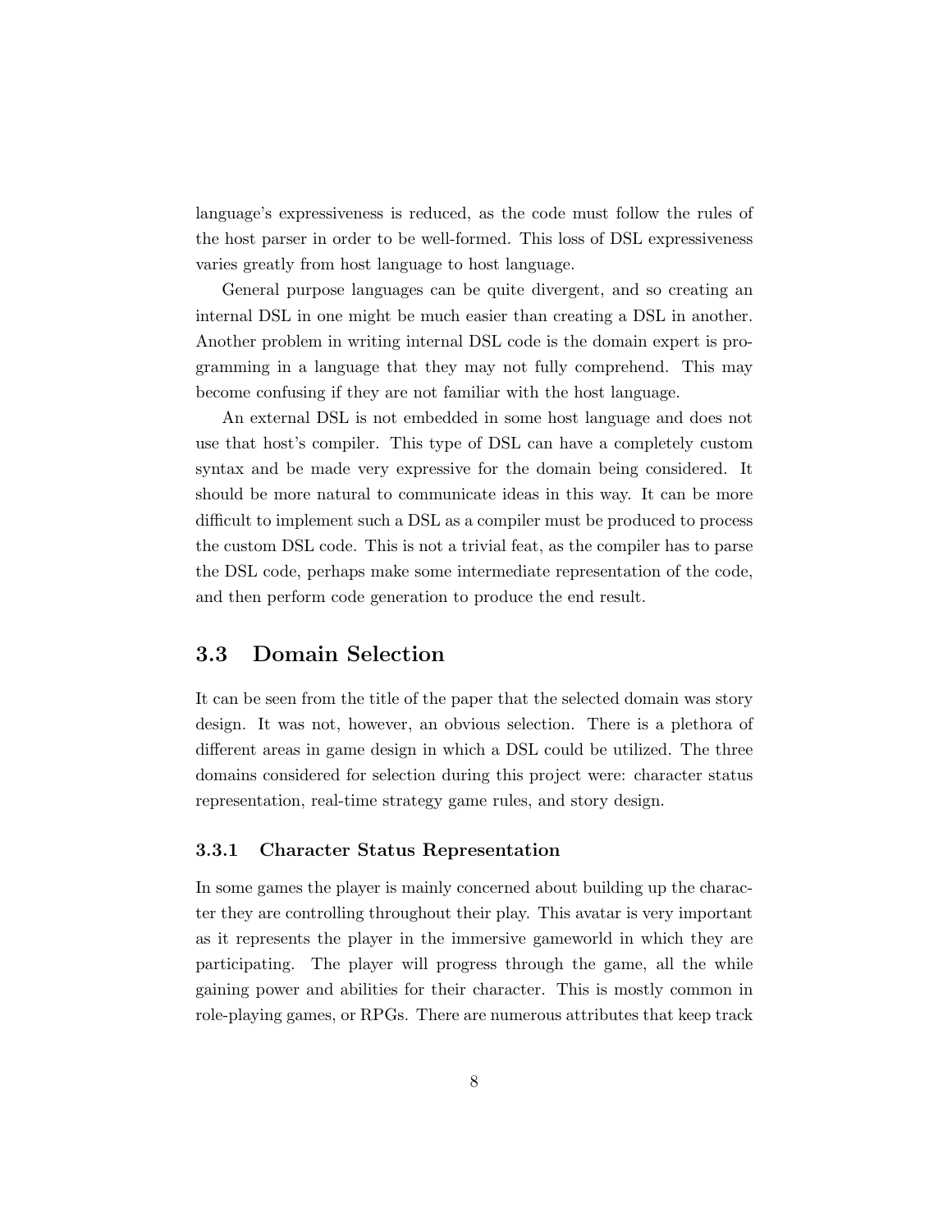language's expressiveness is reduced, as the code must follow the rules of the host parser in order to be well-formed. This loss of DSL expressiveness varies greatly from host language to host language.

General purpose languages can be quite divergent, and so creating an internal DSL in one might be much easier than creating a DSL in another. Another problem in writing internal DSL code is the domain expert is programming in a language that they may not fully comprehend. This may become confusing if they are not familiar with the host language.

An external DSL is not embedded in some host language and does not use that host's compiler. This type of DSL can have a completely custom syntax and be made very expressive for the domain being considered. It should be more natural to communicate ideas in this way. It can be more difficult to implement such a DSL as a compiler must be produced to process the custom DSL code. This is not a trivial feat, as the compiler has to parse the DSL code, perhaps make some intermediate representation of the code, and then perform code generation to produce the end result.

## 3.3 Domain Selection

It can be seen from the title of the paper that the selected domain was story design. It was not, however, an obvious selection. There is a plethora of different areas in game design in which a DSL could be utilized. The three domains considered for selection during this project were: character status representation, real-time strategy game rules, and story design.

### 3.3.1 Character Status Representation

In some games the player is mainly concerned about building up the character they are controlling throughout their play. This avatar is very important as it represents the player in the immersive gameworld in which they are participating. The player will progress through the game, all the while gaining power and abilities for their character. This is mostly common in role-playing games, or RPGs. There are numerous attributes that keep track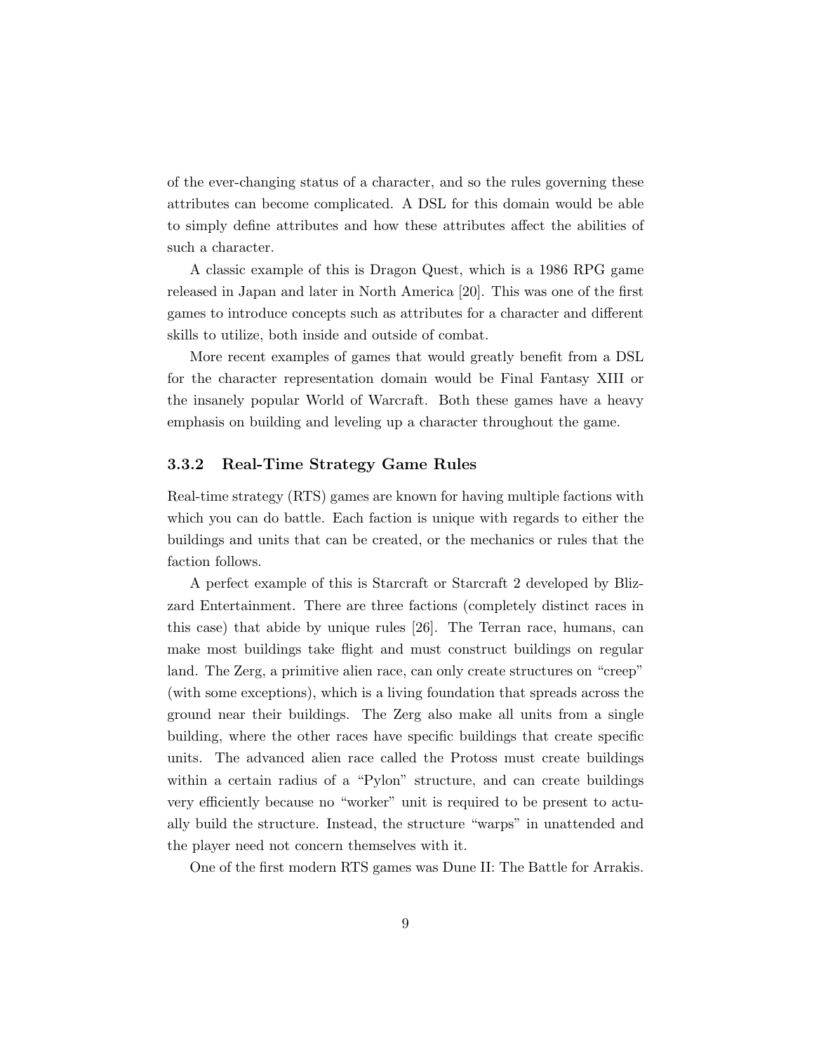of the ever-changing status of a character, and so the rules governing these attributes can become complicated. A DSL for this domain would be able to simply define attributes and how these attributes affect the abilities of such a character.

A classic example of this is Dragon Quest, which is a 1986 RPG game released in Japan and later in North America [20]. This was one of the first games to introduce concepts such as attributes for a character and different skills to utilize, both inside and outside of combat.

More recent examples of games that would greatly benefit from a DSL for the character representation domain would be Final Fantasy XIII or the insanely popular World of Warcraft. Both these games have a heavy emphasis on building and leveling up a character throughout the game.

### 3.3.2 Real-Time Strategy Game Rules

Real-time strategy (RTS) games are known for having multiple factions with which you can do battle. Each faction is unique with regards to either the buildings and units that can be created, or the mechanics or rules that the faction follows.

A perfect example of this is Starcraft or Starcraft 2 developed by Blizzard Entertainment. There are three factions (completely distinct races in this case) that abide by unique rules [26]. The Terran race, humans, can make most buildings take flight and must construct buildings on regular land. The Zerg, a primitive alien race, can only create structures on "creep" (with some exceptions), which is a living foundation that spreads across the ground near their buildings. The Zerg also make all units from a single building, where the other races have specific buildings that create specific units. The advanced alien race called the Protoss must create buildings within a certain radius of a "Pylon" structure, and can create buildings very efficiently because no "worker" unit is required to be present to actually build the structure. Instead, the structure "warps" in unattended and the player need not concern themselves with it.

One of the first modern RTS games was Dune II: The Battle for Arrakis.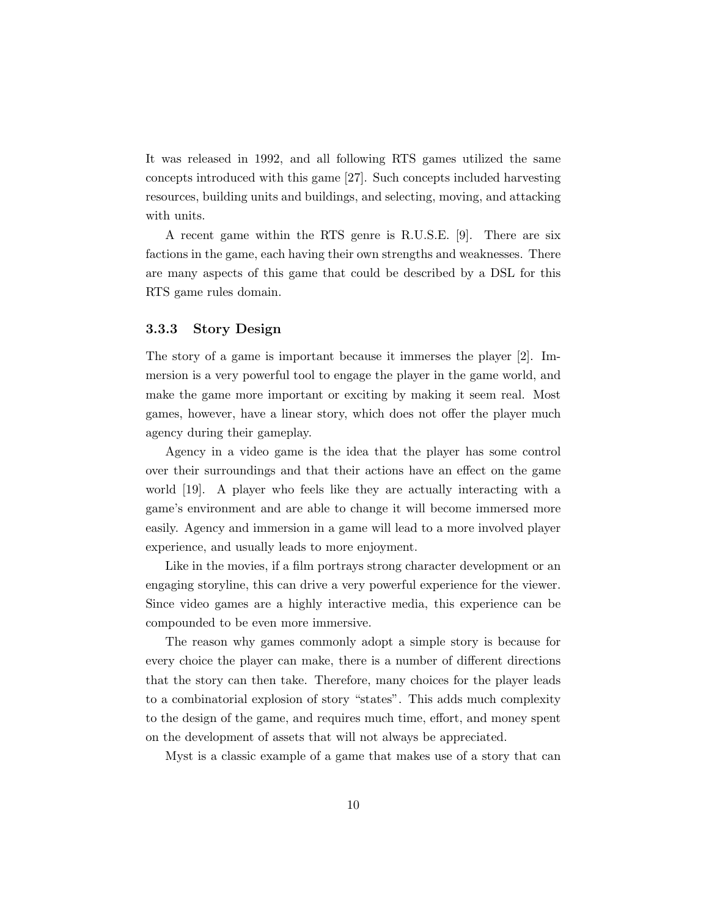It was released in 1992, and all following RTS games utilized the same concepts introduced with this game [27]. Such concepts included harvesting resources, building units and buildings, and selecting, moving, and attacking with units.

A recent game within the RTS genre is R.U.S.E. [9]. There are six factions in the game, each having their own strengths and weaknesses. There are many aspects of this game that could be described by a DSL for this RTS game rules domain.

### 3.3.3 Story Design

The story of a game is important because it immerses the player [2]. Immersion is a very powerful tool to engage the player in the game world, and make the game more important or exciting by making it seem real. Most games, however, have a linear story, which does not offer the player much agency during their gameplay.

Agency in a video game is the idea that the player has some control over their surroundings and that their actions have an effect on the game world [19]. A player who feels like they are actually interacting with a game's environment and are able to change it will become immersed more easily. Agency and immersion in a game will lead to a more involved player experience, and usually leads to more enjoyment.

Like in the movies, if a film portrays strong character development or an engaging storyline, this can drive a very powerful experience for the viewer. Since video games are a highly interactive media, this experience can be compounded to be even more immersive.

The reason why games commonly adopt a simple story is because for every choice the player can make, there is a number of different directions that the story can then take. Therefore, many choices for the player leads to a combinatorial explosion of story "states". This adds much complexity to the design of the game, and requires much time, effort, and money spent on the development of assets that will not always be appreciated.

Myst is a classic example of a game that makes use of a story that can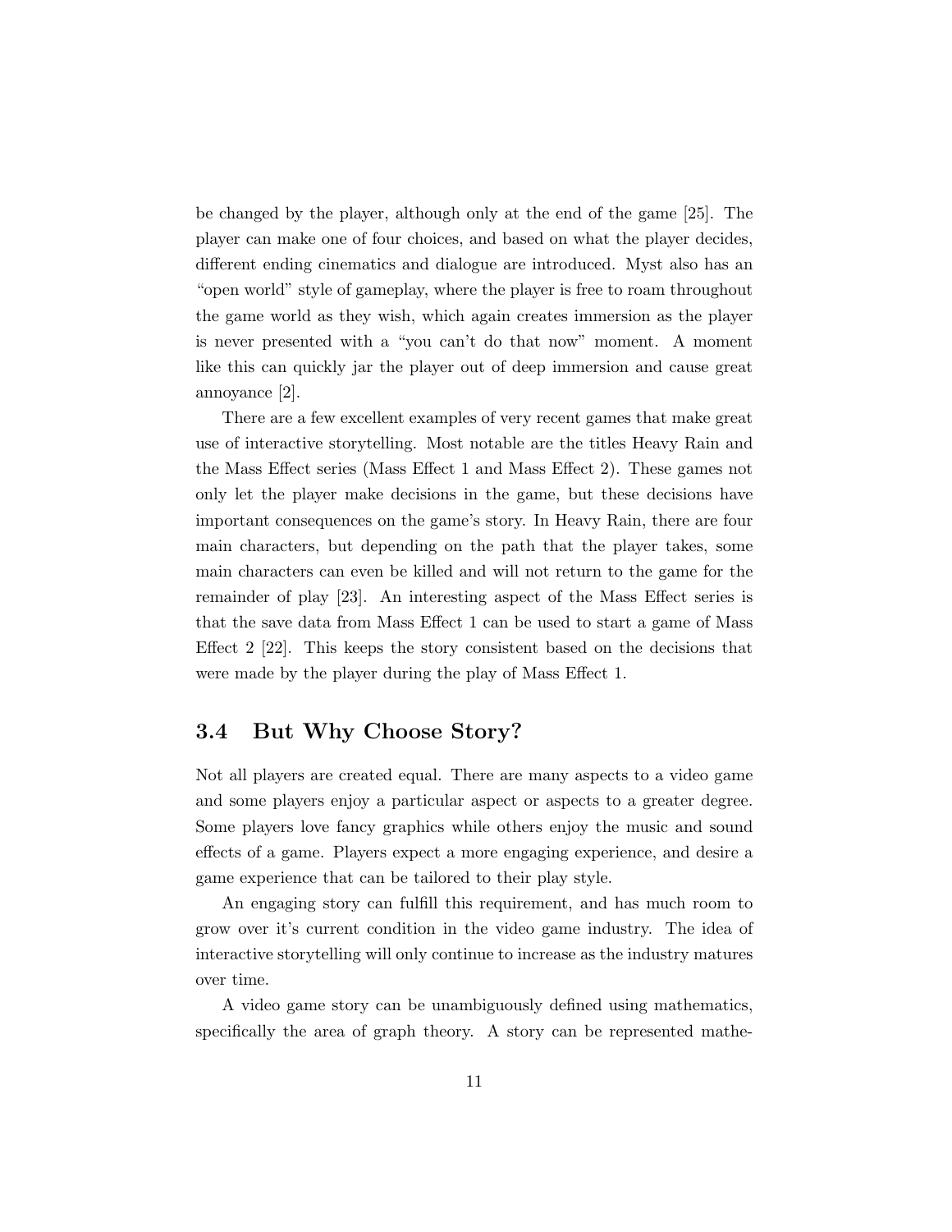be changed by the player, although only at the end of the game [25]. The player can make one of four choices, and based on what the player decides, different ending cinematics and dialogue are introduced. Myst also has an "open world" style of gameplay, where the player is free to roam throughout the game world as they wish, which again creates immersion as the player is never presented with a "you can't do that now" moment. A moment like this can quickly jar the player out of deep immersion and cause great annoyance [2].

There are a few excellent examples of very recent games that make great use of interactive storytelling. Most notable are the titles Heavy Rain and the Mass Effect series (Mass Effect 1 and Mass Effect 2). These games not only let the player make decisions in the game, but these decisions have important consequences on the game's story. In Heavy Rain, there are four main characters, but depending on the path that the player takes, some main characters can even be killed and will not return to the game for the remainder of play [23]. An interesting aspect of the Mass Effect series is that the save data from Mass Effect 1 can be used to start a game of Mass Effect 2 [22]. This keeps the story consistent based on the decisions that were made by the player during the play of Mass Effect 1.

## 3.4 But Why Choose Story?

Not all players are created equal. There are many aspects to a video game and some players enjoy a particular aspect or aspects to a greater degree. Some players love fancy graphics while others enjoy the music and sound effects of a game. Players expect a more engaging experience, and desire a game experience that can be tailored to their play style.

An engaging story can fulfill this requirement, and has much room to grow over it's current condition in the video game industry. The idea of interactive storytelling will only continue to increase as the industry matures over time.

A video game story can be unambiguously defined using mathematics, specifically the area of graph theory. A story can be represented mathe-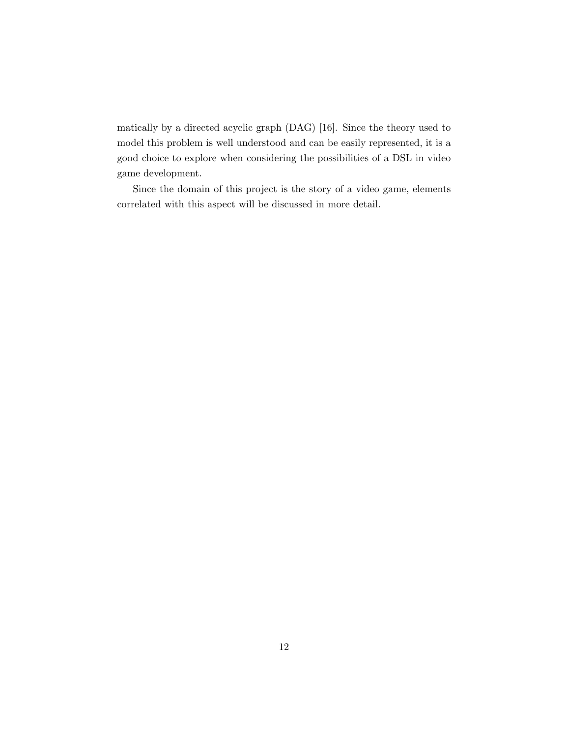matically by a directed acyclic graph (DAG) [16]. Since the theory used to model this problem is well understood and can be easily represented, it is a good choice to explore when considering the possibilities of a DSL in video game development.

Since the domain of this project is the story of a video game, elements correlated with this aspect will be discussed in more detail.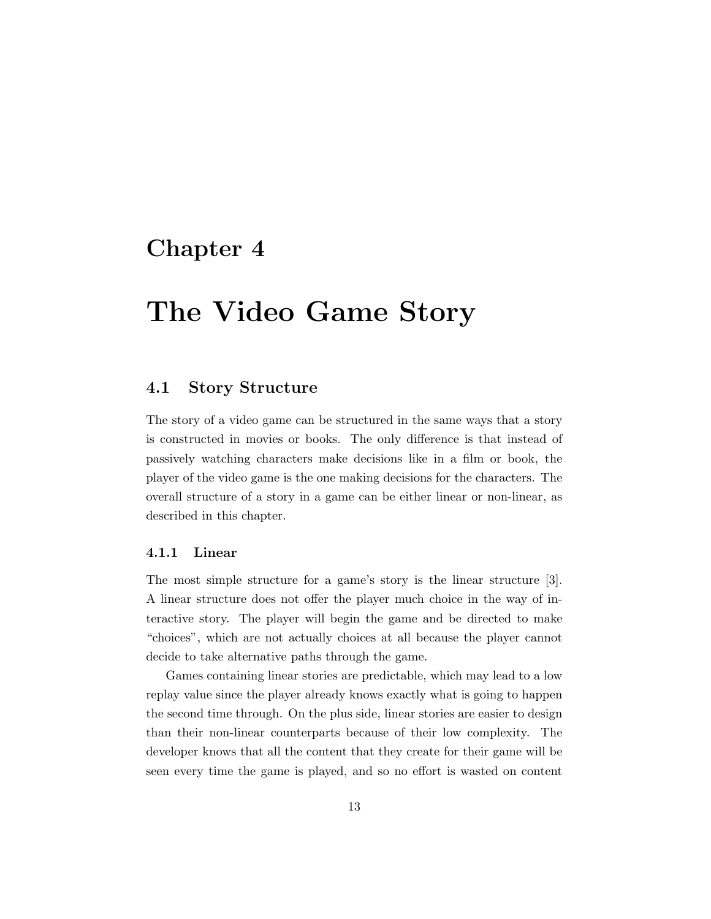# Chapter 4

# The Video Game Story

## 4.1 Story Structure

The story of a video game can be structured in the same ways that a story is constructed in movies or books. The only difference is that instead of passively watching characters make decisions like in a film or book, the player of the video game is the one making decisions for the characters. The overall structure of a story in a game can be either linear or non-linear, as described in this chapter.

### 4.1.1 Linear

The most simple structure for a game's story is the linear structure [3]. A linear structure does not offer the player much choice in the way of interactive story. The player will begin the game and be directed to make "choices", which are not actually choices at all because the player cannot decide to take alternative paths through the game.

Games containing linear stories are predictable, which may lead to a low replay value since the player already knows exactly what is going to happen the second time through. On the plus side, linear stories are easier to design than their non-linear counterparts because of their low complexity. The developer knows that all the content that they create for their game will be seen every time the game is played, and so no effort is wasted on content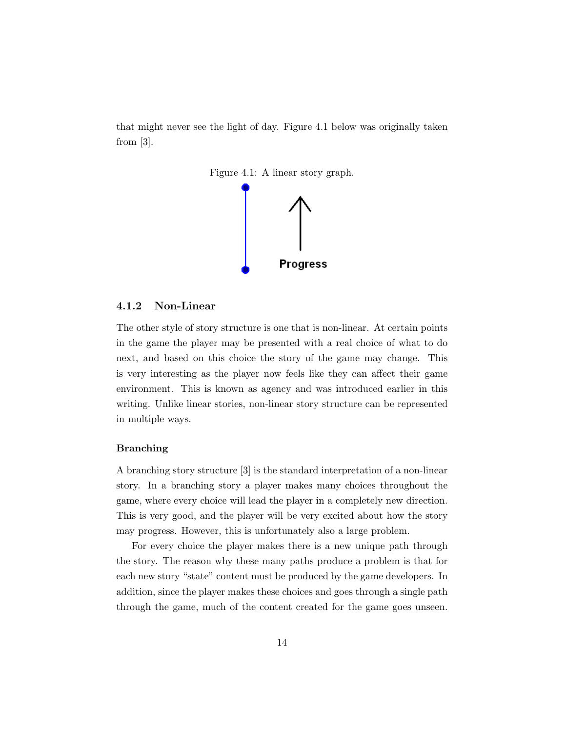that might never see the light of day. Figure 4.1 below was originally taken from [3].

Figure 4.1: A linear story graph.

### 4.1.2 Non-Linear

The other style of story structure is one that is non-linear. At certain points in the game the player may be presented with a real choice of what to do next, and based on this choice the story of the game may change. This is very interesting as the player now feels like they can affect their game environment. This is known as agency and was introduced earlier in this writing. Unlike linear stories, non-linear story structure can be represented in multiple ways.

#### Branching

A branching story structure [3] is the standard interpretation of a non-linear story. In a branching story a player makes many choices throughout the game, where every choice will lead the player in a completely new direction. This is very good, and the player will be very excited about how the story may progress. However, this is unfortunately also a large problem.

For every choice the player makes there is a new unique path through the story. The reason why these many paths produce a problem is that for each new story "state" content must be produced by the game developers. In addition, since the player makes these choices and goes through a single path through the game, much of the content created for the game goes unseen.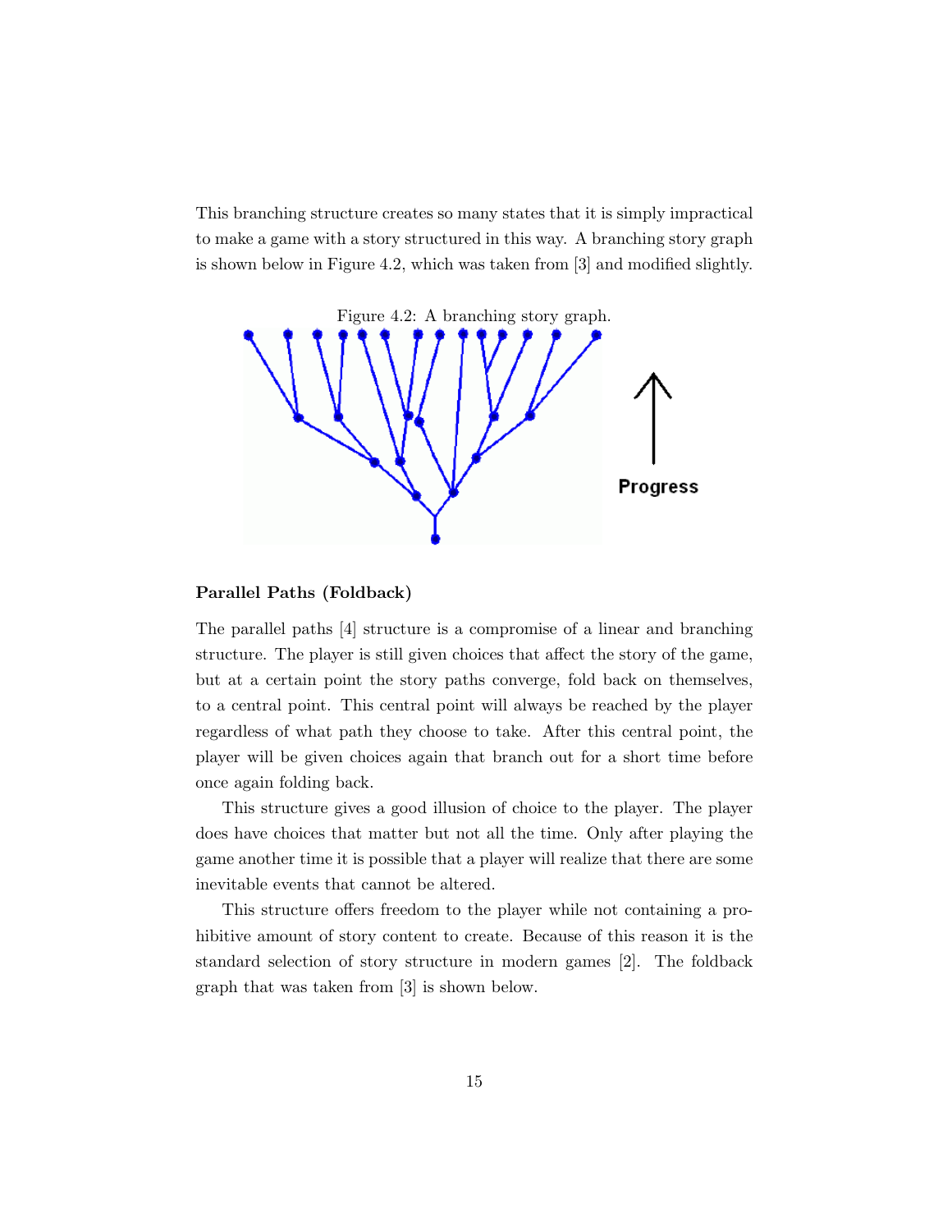This branching structure creates so many states that it is simply impractical to make a game with a story structured in this way. A branching story graph is shown below in Figure 4.2, which was taken from [3] and modified slightly.

Figure 4.2: A branching story graph.

### Parallel Paths (Foldback)

The parallel paths [4] structure is a compromise of a linear and branching structure. The player is still given choices that affect the story of the game, but at a certain point the story paths converge, fold back on themselves, to a central point. This central point will always be reached by the player regardless of what path they choose to take. After this central point, the player will be given choices again that branch out for a short time before once again folding back.

This structure gives a good illusion of choice to the player. The player does have choices that matter but not all the time. Only after playing the game another time it is possible that a player will realize that there are some inevitable events that cannot be altered.

This structure offers freedom to the player while not containing a prohibitive amount of story content to create. Because of this reason it is the standard selection of story structure in modern games [2]. The foldback graph that was taken from [3] is shown below.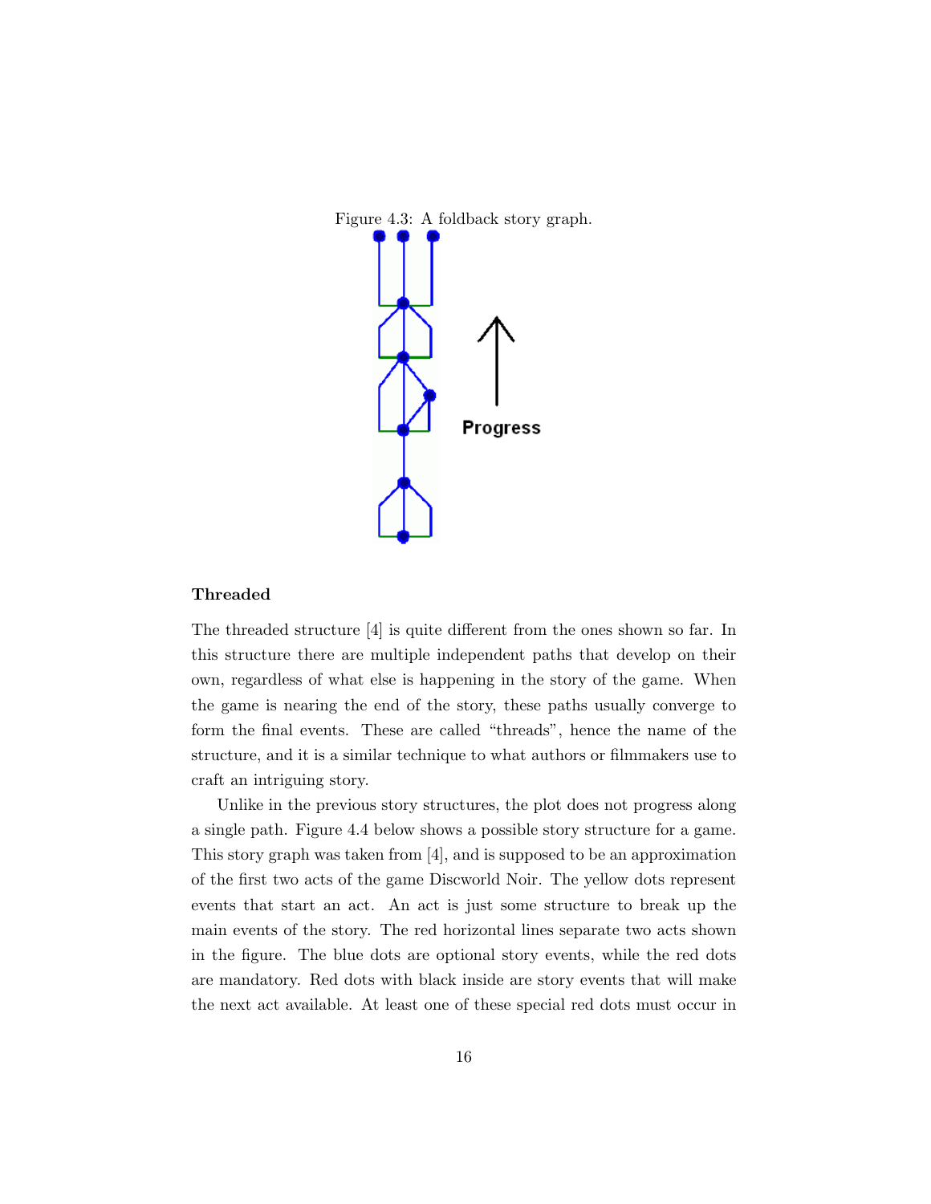Figure 4.3: A foldback story graph.

### Threaded

The threaded structure [4] is quite different from the ones shown so far. In this structure there are multiple independent paths that develop on their own, regardless of what else is happening in the story of the game. When the game is nearing the end of the story, these paths usually converge to form the final events. These are called “threads”, hence the name of the structure, and it is a similar technique to what authors or filmmakers use to craft an intriguing story.

Unlike in the previous story structures, the plot does not progress along a single path. Figure 4.4 below shows a possible story structure for a game. This story graph was taken from [4], and is supposed to be an approximation of the first two acts of the game Discworld Noir. The yellow dots represent events that start an act. An act is just some structure to break up the main events of the story. The red horizontal lines separate two acts shown in the figure. The blue dots are optional story events, while the red dots are mandatory. Red dots with black inside are story events that will make the next act available. At least one of these special red dots must occur in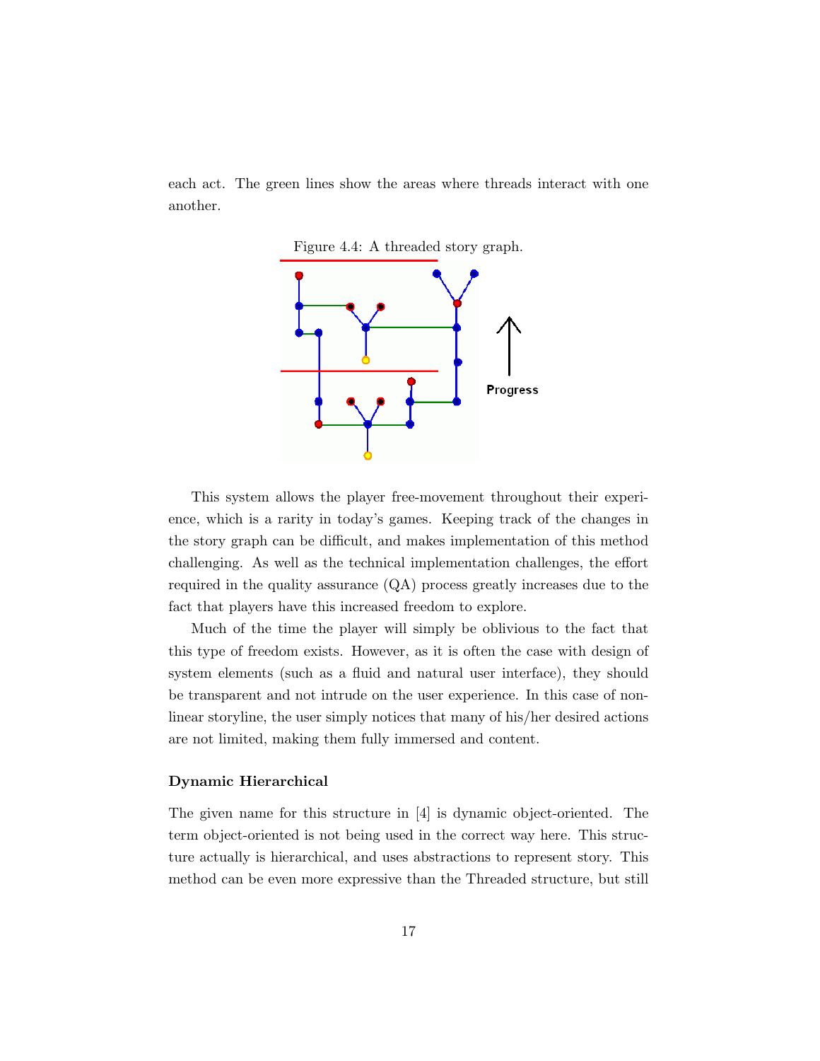each act. The green lines show the areas where threads interact with one another.

Figure 4.4: A threaded story graph.

This system allows the player free-movement throughout their experience, which is a rarity in today's games. Keeping track of the changes in the story graph can be difficult, and makes implementation of this method challenging. As well as the technical implementation challenges, the effort required in the quality assurance (QA) process greatly increases due to the fact that players have this increased freedom to explore.

Much of the time the player will simply be oblivious to the fact that this type of freedom exists. However, as it is often the case with design of system elements (such as a fluid and natural user interface), they should be transparent and not intrude on the user experience. In this case of non-linear storyline, the user simply notices that many of his/her desired actions are not limited, making them fully immersed and content.

### Dynamic Hierarchical

The given name for this structure in [4] is dynamic object-oriented. The term object-oriented is not being used in the correct way here. This structure actually is hierarchical, and uses abstractions to represent story. This method can be even more expressive than the Threaded structure, but still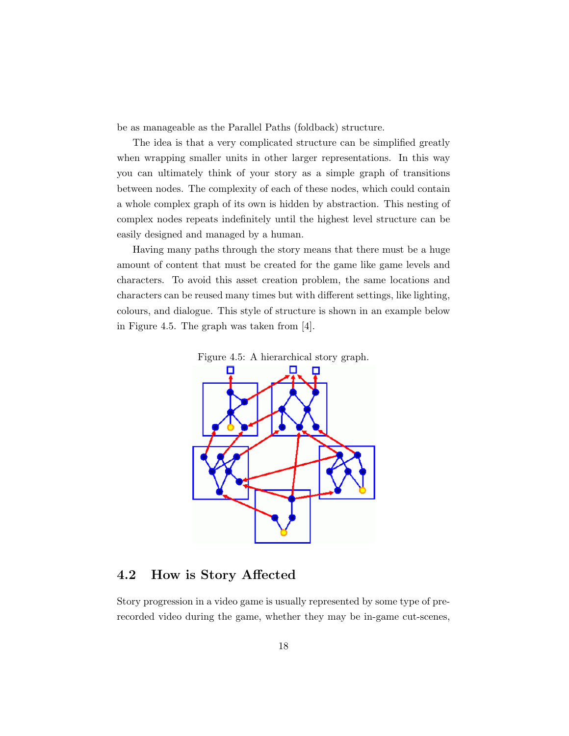be as manageable as the Parallel Paths (foldback) structure.

The idea is that a very complicated structure can be simplified greatly when wrapping smaller units in other larger representations. In this way you can ultimately think of your story as a simple graph of transitions between nodes. The complexity of each of these nodes, which could contain a whole complex graph of its own is hidden by abstraction. This nesting of complex nodes repeats indefinitely until the highest level structure can be easily designed and managed by a human.

Having many paths through the story means that there must be a huge amount of content that must be created for the game like game levels and characters. To avoid this asset creation problem, the same locations and characters can be reused many times but with different settings, like lighting, colours, and dialogue. This style of structure is shown in an example below in Figure 4.5. The graph was taken from [4].

Figure 4.5: A hierarchical story graph.

## 4.2 How is Story Affected

Story progression in a video game is usually represented by some type of pre-recorded video during the game, whether they may be in-game cut-scenes,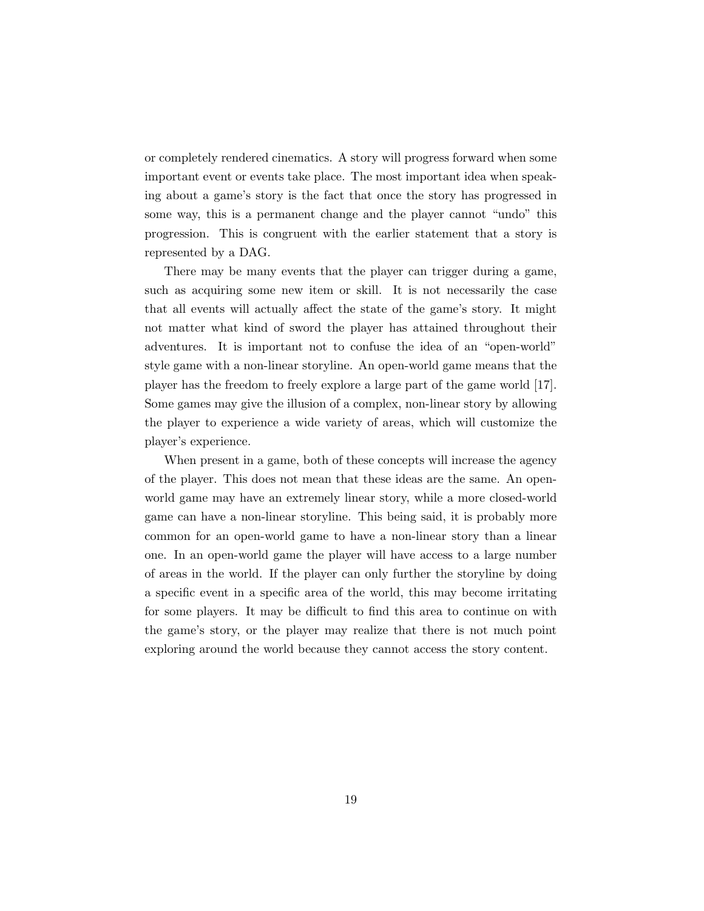or completely rendered cinematics. A story will progress forward when some important event or events take place. The most important idea when speaking about a game's story is the fact that once the story has progressed in some way, this is a permanent change and the player cannot "undo" this progression. This is congruent with the earlier statement that a story is represented by a DAG.

There may be many events that the player can trigger during a game, such as acquiring some new item or skill. It is not necessarily the case that all events will actually affect the state of the game's story. It might not matter what kind of sword the player has attained throughout their adventures. It is important not to confuse the idea of an "open-world" style game with a non-linear storyline. An open-world game means that the player has the freedom to freely explore a large part of the game world [17]. Some games may give the illusion of a complex, non-linear story by allowing the player to experience a wide variety of areas, which will customize the player's experience.

When present in a game, both of these concepts will increase the agency of the player. This does not mean that these ideas are the same. An open-world game may have an extremely linear story, while a more closed-world game can have a non-linear storyline. This being said, it is probably more common for an open-world game to have a non-linear story than a linear one. In an open-world game the player will have access to a large number of areas in the world. If the player can only further the storyline by doing a specific event in a specific area of the world, this may become irritating for some players. It may be difficult to find this area to continue on with the game's story, or the player may realize that there is not much point exploring around the world because they cannot access the story content.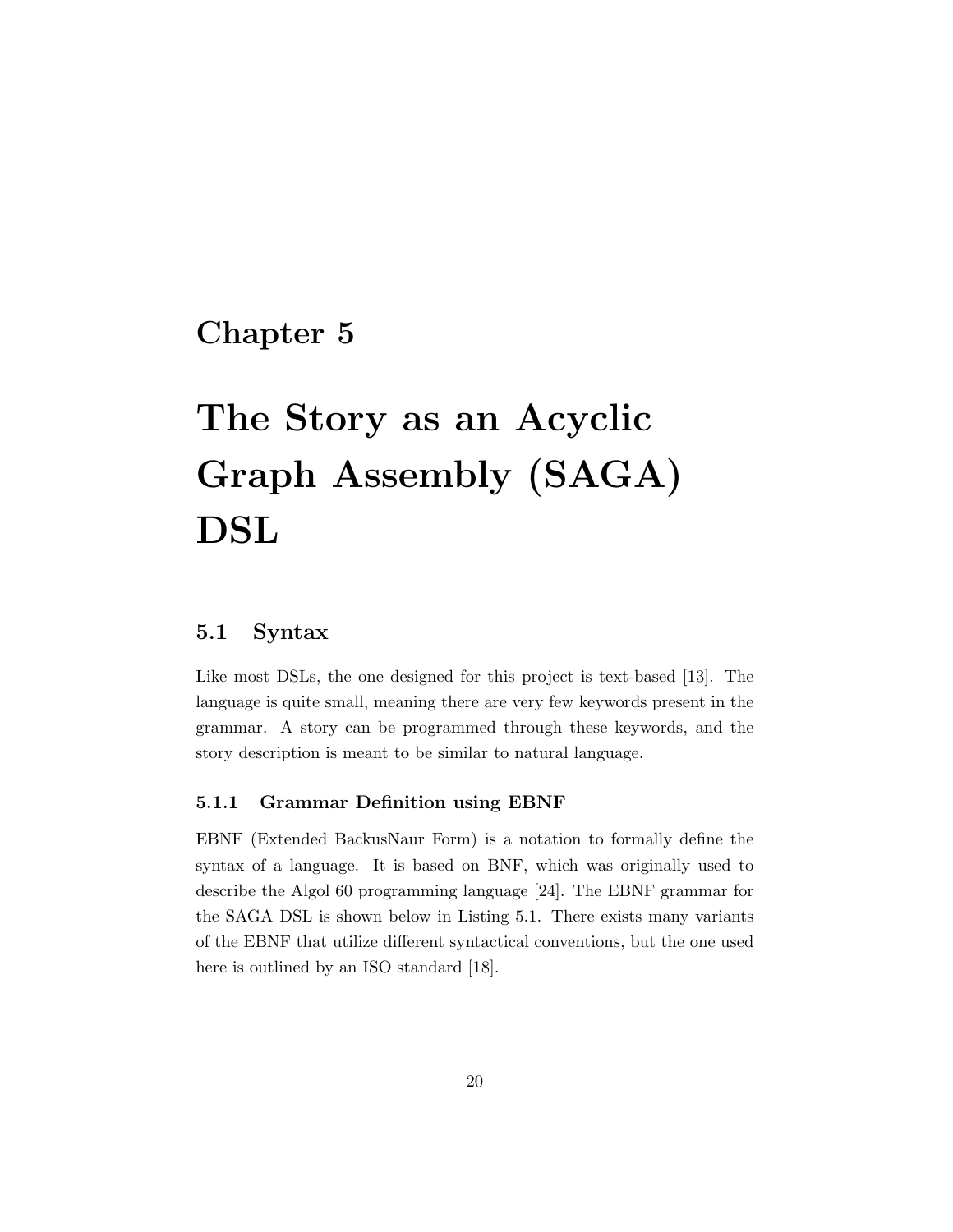# Chapter 5

# The Story as an Acyclic Graph Assembly (SAGA) DSL

## 5.1 Syntax

Like most DSLs, the one designed for this project is text-based [13]. The language is quite small, meaning there are very few keywords present in the grammar. A story can be programmed through these keywords, and the story description is meant to be similar to natural language.

### 5.1.1 Grammar Definition using EBNF

EBNF (Extended BackusNaur Form) is a notation to formally define the syntax of a language. It is based on BNF, which was originally used to describe the Algol 60 programming language [24]. The EBNF grammar for the SAGA DSL is shown below in Listing 5.1. There exists many variants of the EBNF that utilize different syntactical conventions, but the one used here is outlined by an ISO standard [18].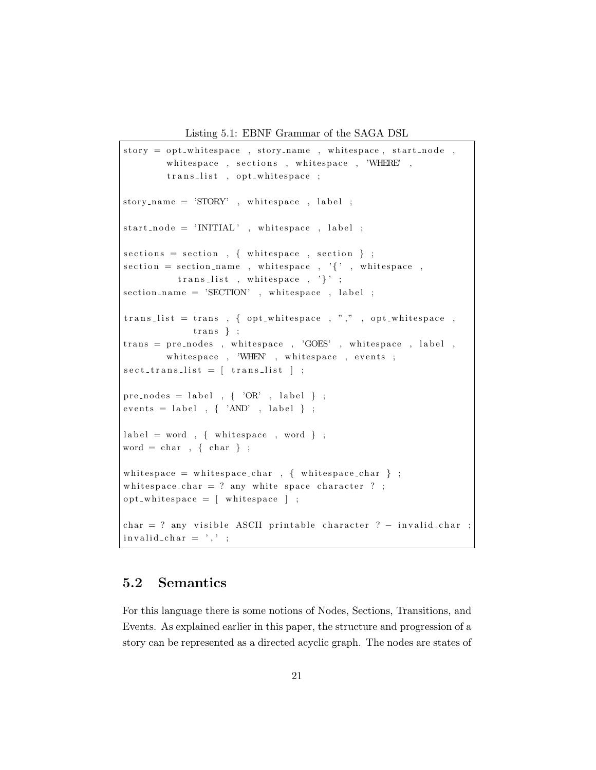Listing 5.1: EBNF Grammar of the SAGA DSL

```
story = opt_whitespace , story_name , whitespace, start_node ,
        whitespace , sections , whitespace , 'WHERE' ,
        trans_list , opt_whitespace ;

story_name = 'STORY' , whitespace , label ;

start_node = 'INITIAL' , whitespace , label ;

sections = section , { whitespace , section } ;
section = section_name , whitespace , '{' , whitespace ,
          trans_list , whitespace , '}' ;
section_name = 'SECTION' , whitespace , label ;

trans_list = trans , { opt_whitespace , "," , opt_whitespace ,
             trans } ;
trans = pre_nodes , whitespace , 'GOES' , whitespace , label ,
        whitespace , 'WHEN' , whitespace , events ;
sect_trans_list = [ trans_list ] ;

pre_nodes = label , { 'OR' , label } ;
events = label , { 'AND' , label } ;

label = word , { whitespace , word } ;
word = char , { char } ;

whitespace = whitespace_char , { whitespace_char } ;
whitespace_char = ? any white space character ? ;
opt_whitespace = [ whitespace ] ;

char = ? any visible ASCII printable character ? - invalid_char ;
invalid_char = ',' ;
```

## 5.2 Semantics

For this language there is some notions of Nodes, Sections, Transitions, and Events. As explained earlier in this paper, the structure and progression of a story can be represented as a directed acyclic graph. The nodes are states of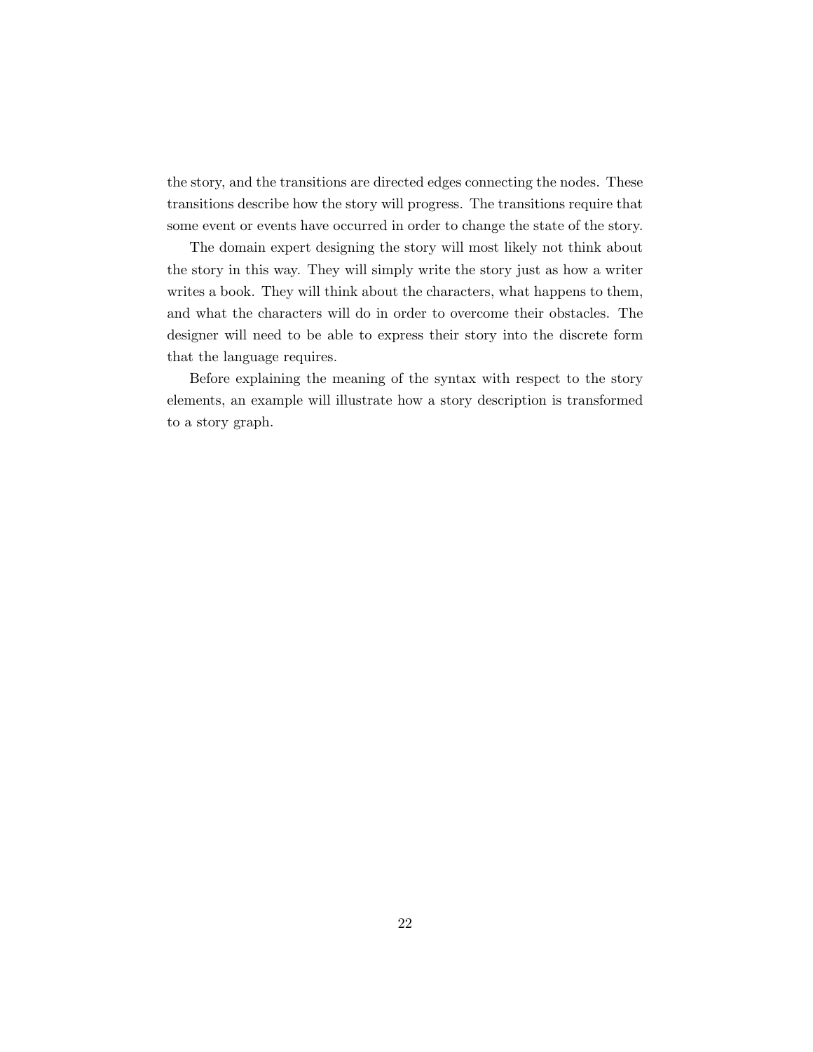the story, and the transitions are directed edges connecting the nodes. These transitions describe how the story will progress. The transitions require that some event or events have occurred in order to change the state of the story.

The domain expert designing the story will most likely not think about the story in this way. They will simply write the story just as how a writer writes a book. They will think about the characters, what happens to them, and what the characters will do in order to overcome their obstacles. The designer will need to be able to express their story into the discrete form that the language requires.

Before explaining the meaning of the syntax with respect to the story elements, an example will illustrate how a story description is transformed to a story graph.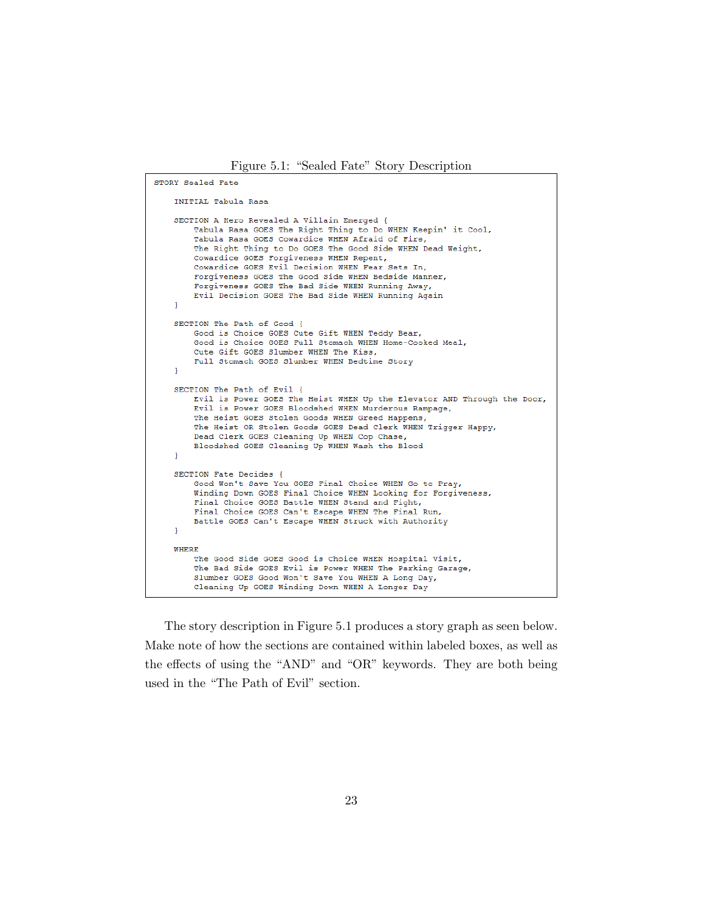Figure 5.1: "Sealed Fate" Story Description

```
STORY Sealed Fate

    INITIAL Tabula Rasa

    SECTION A Hero Revealed A Villain Emerged {
        Tabula Rasa GOES The Right Thing to Do WHEN Keepin' it Cool,
        Tabula Rasa GOES Cowardice WHEN Afraid of Fire,
        The Right Thing to Do GOES The Good Side WHEN Dead Weight,
        Cowardice GOES Forgiveness WHEN Repent,
        Cowardice GOES Evil Decision WHEN Fear Sets In,
        Forgiveness GOES The Good Side WHEN Bedside Manner,
        Forgiveness GOES The Bad Side WHEN Running Away,
        Evil Decision GOES The Bad Side WHEN Running Again
    }

    SECTION The Path of Good {
        Good is Choice GOES Cute Gift WHEN Teddy Bear,
        Good is Choice GOES Full Stomach WHEN Home-Cooked Meal,
        Cute Gift GOES Slumber WHEN The Kiss,
        Full Stomach GOES Slumber WHEN Bedtime Story
    }

    SECTION The Path of Evil {
        Evil is Power GOES The Heist WHEN Up the Elevator AND Through the Door,
        Evil is Power GOES Bloodshed WHEN Murderous Rampage,
        The Heist GOES Stolen Goods WHEN Greed Happens,
        The Heist OR Stolen Goods GOES Dead Clerk WHEN Trigger Happy,
        Dead Clerk GOES Cleaning Up WHEN Cop Chase,
        Bloodshed GOES Cleaning Up WHEN Wash the Blood
    }

    SECTION Fate Decides {
        Good Won't Save You GOES Final Choice WHEN Go to Pray,
        Winding Down GOES Final Choice WHEN Looking for Forgiveness,
        Final Choice GOES Battle WHEN Stand and Fight,
        Final Choice GOES Can't Escape WHEN The Final Run,
        Battle GOES Can't Escape WHEN Struck with Authority
    }

    WHERE
        The Good Side GOES Good is Choice WHEN Hospital Visit,
        The Bad Side GOES Evil is Power WHEN The Parking Garage,
        Slumber GOES Good Won't Save You WHEN A Long Day,
        Cleaning Up GOES Winding Down WHEN A Longer Day
```

The story description in Figure 5.1 produces a story graph as seen below. Make note of how the sections are contained within labeled boxes, as well as the effects of using the "AND" and "OR" keywords. They are both being used in the "The Path of Evil" section.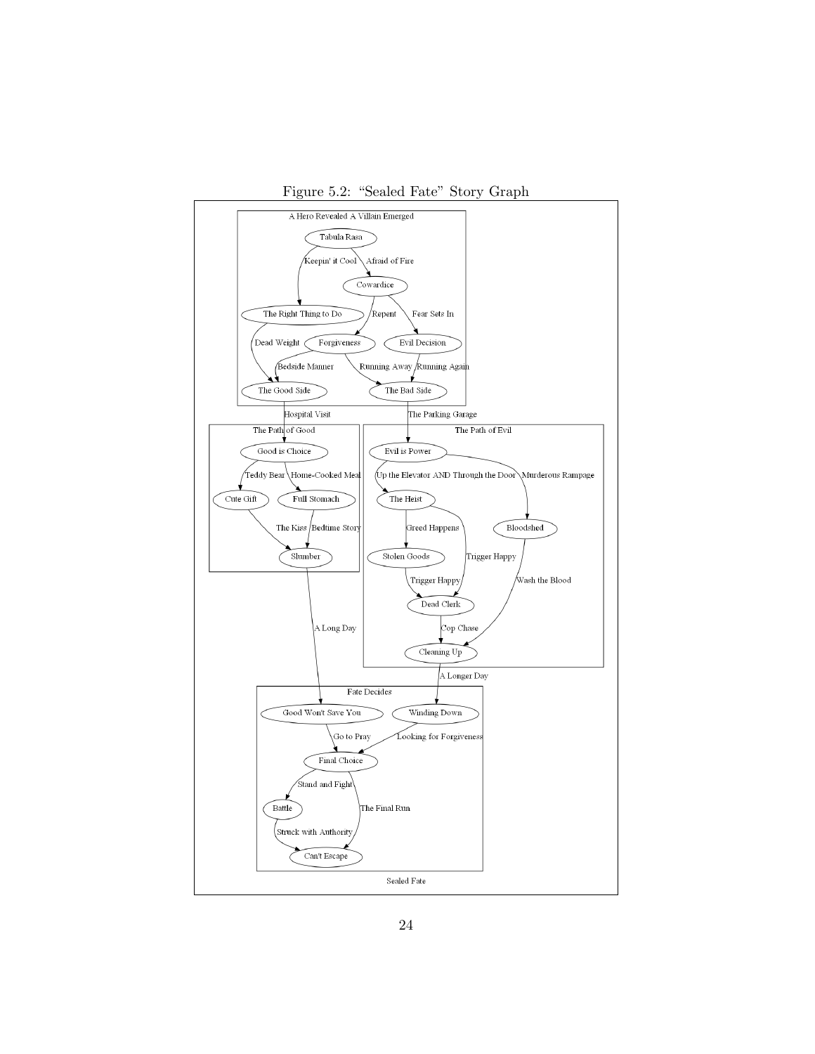Figure 5.2: “Sealed Fate” Story Graph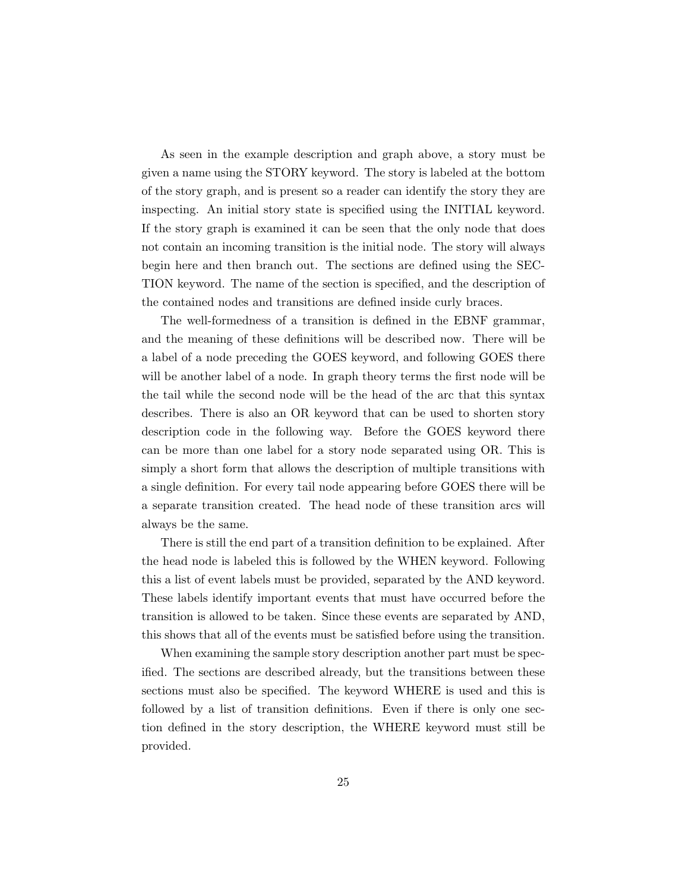As seen in the example description and graph above, a story must be given a name using the STORY keyword. The story is labeled at the bottom of the story graph, and is present so a reader can identify the story they are inspecting. An initial story state is specified using the INITIAL keyword. If the story graph is examined it can be seen that the only node that does not contain an incoming transition is the initial node. The story will always begin here and then branch out. The sections are defined using the SECTION keyword. The name of the section is specified, and the description of the contained nodes and transitions are defined inside curly braces.

The well-formedness of a transition is defined in the EBNF grammar, and the meaning of these definitions will be described now. There will be a label of a node preceding the GOES keyword, and following GOES there will be another label of a node. In graph theory terms the first node will be the tail while the second node will be the head of the arc that this syntax describes. There is also an OR keyword that can be used to shorten story description code in the following way. Before the GOES keyword there can be more than one label for a story node separated using OR. This is simply a short form that allows the description of multiple transitions with a single definition. For every tail node appearing before GOES there will be a separate transition created. The head node of these transition arcs will always be the same.

There is still the end part of a transition definition to be explained. After the head node is labeled this is followed by the WHEN keyword. Following this a list of event labels must be provided, separated by the AND keyword. These labels identify important events that must have occurred before the transition is allowed to be taken. Since these events are separated by AND, this shows that all of the events must be satisfied before using the transition.

When examining the sample story description another part must be specified. The sections are described already, but the transitions between these sections must also be specified. The keyword WHERE is used and this is followed by a list of transition definitions. Even if there is only one section defined in the story description, the WHERE keyword must still be provided.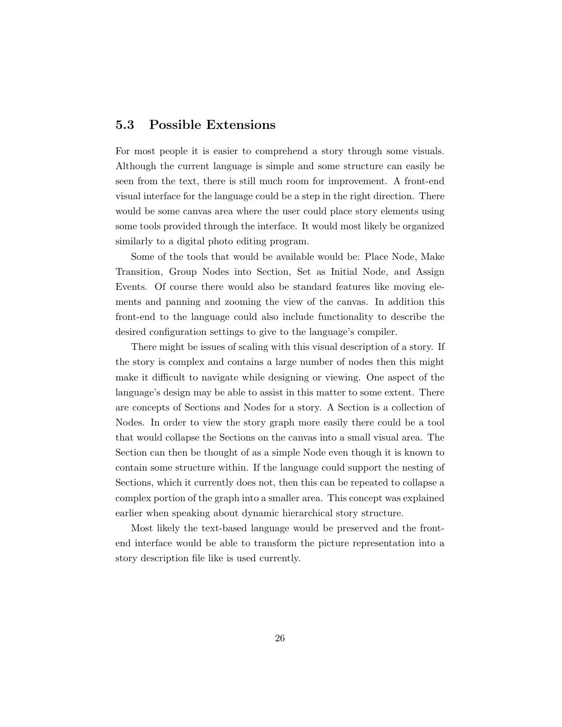## 5.3 Possible Extensions

For most people it is easier to comprehend a story through some visuals. Although the current language is simple and some structure can easily be seen from the text, there is still much room for improvement. A front-end visual interface for the language could be a step in the right direction. There would be some canvas area where the user could place story elements using some tools provided through the interface. It would most likely be organized similarly to a digital photo editing program.

Some of the tools that would be available would be: Place Node, Make Transition, Group Nodes into Section, Set as Initial Node, and Assign Events. Of course there would also be standard features like moving elements and panning and zooming the view of the canvas. In addition this front-end to the language could also include functionality to describe the desired configuration settings to give to the language's compiler.

There might be issues of scaling with this visual description of a story. If the story is complex and contains a large number of nodes then this might make it difficult to navigate while designing or viewing. One aspect of the language's design may be able to assist in this matter to some extent. There are concepts of Sections and Nodes for a story. A Section is a collection of Nodes. In order to view the story graph more easily there could be a tool that would collapse the Sections on the canvas into a small visual area. The Section can then be thought of as a simple Node even though it is known to contain some structure within. If the language could support the nesting of Sections, which it currently does not, then this can be repeated to collapse a complex portion of the graph into a smaller area. This concept was explained earlier when speaking about dynamic hierarchical story structure.

Most likely the text-based language would be preserved and the front-end interface would be able to transform the picture representation into a story description file like is used currently.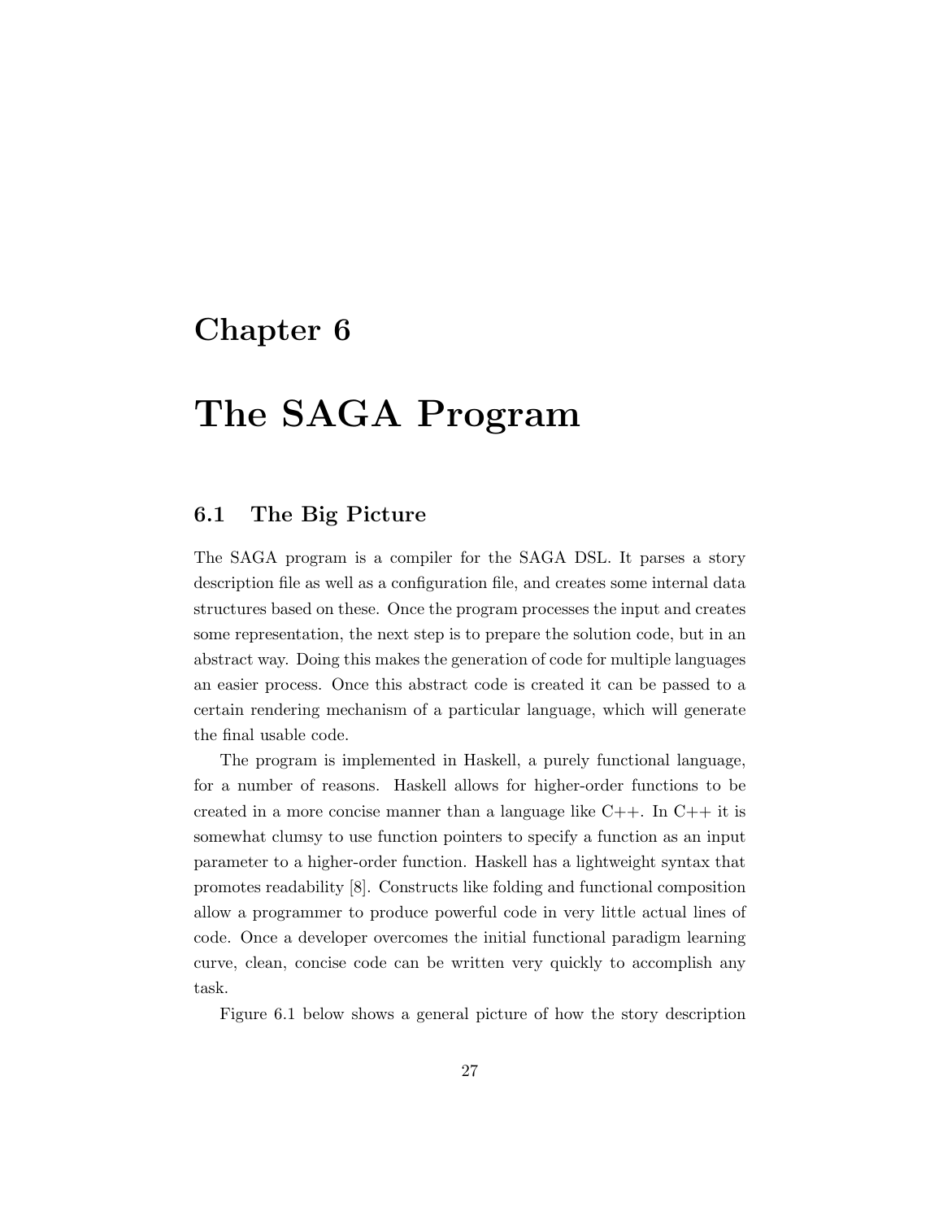# Chapter 6

# The SAGA Program

## 6.1 The Big Picture

The SAGA program is a compiler for the SAGA DSL. It parses a story description file as well as a configuration file, and creates some internal data structures based on these. Once the program processes the input and creates some representation, the next step is to prepare the solution code, but in an abstract way. Doing this makes the generation of code for multiple languages an easier process. Once this abstract code is created it can be passed to a certain rendering mechanism of a particular language, which will generate the final usable code.

The program is implemented in Haskell, a purely functional language, for a number of reasons. Haskell allows for higher-order functions to be created in a more concise manner than a language like C++. In C++ it is somewhat clumsy to use function pointers to specify a function as an input parameter to a higher-order function. Haskell has a lightweight syntax that promotes readability [8]. Constructs like folding and functional composition allow a programmer to produce powerful code in very little actual lines of code. Once a developer overcomes the initial functional paradigm learning curve, clean, concise code can be written very quickly to accomplish any task.

Figure 6.1 below shows a general picture of how the story description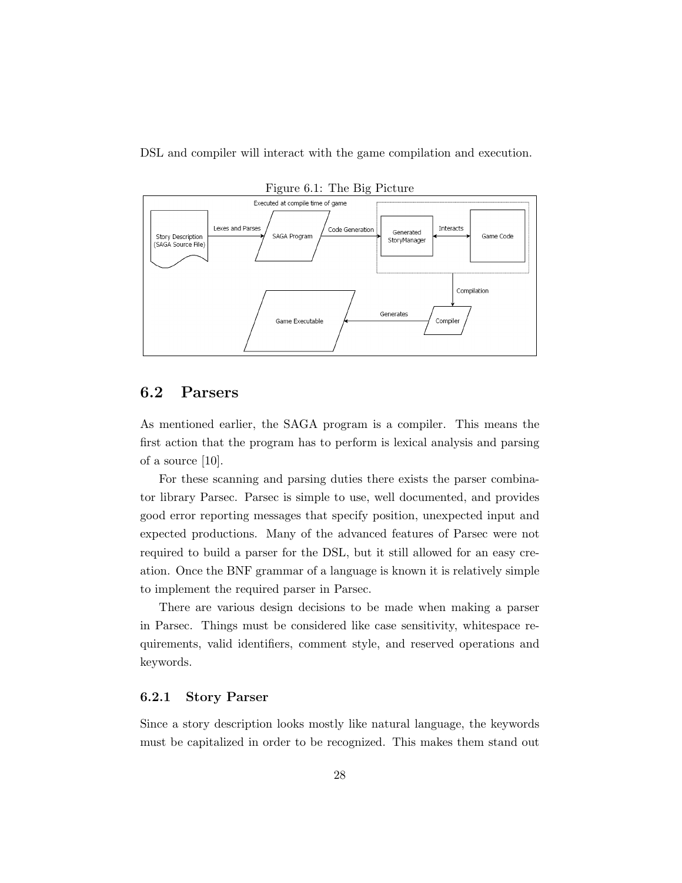DSL and compiler will interact with the game compilation and execution.

Figure 6.1: The Big Picture

## 6.2 Parsers

As mentioned earlier, the SAGA program is a compiler. This means the first action that the program has to perform is lexical analysis and parsing of a source [10].

For these scanning and parsing duties there exists the parser combinator library Parsec. Parsec is simple to use, well documented, and provides good error reporting messages that specify position, unexpected input and expected productions. Many of the advanced features of Parsec were not required to build a parser for the DSL, but it still allowed for an easy creation. Once the BNF grammar of a language is known it is relatively simple to implement the required parser in Parsec.

There are various design decisions to be made when making a parser in Parsec. Things must be considered like case sensitivity, whitespace requirements, valid identifiers, comment style, and reserved operations and keywords.

### 6.2.1 Story Parser

Since a story description looks mostly like natural language, the keywords must be capitalized in order to be recognized. This makes them stand out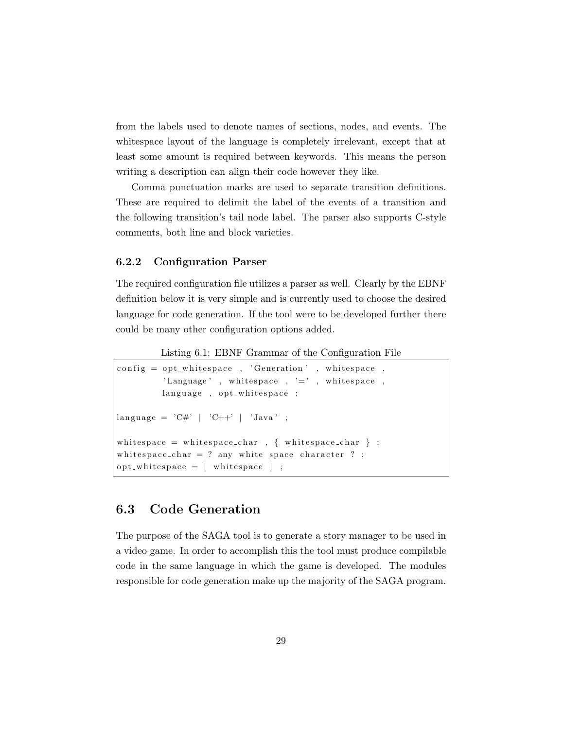from the labels used to denote names of sections, nodes, and events. The whitespace layout of the language is completely irrelevant, except that at least some amount is required between keywords. This means the person writing a description can align their code however they like.

Comma punctuation marks are used to separate transition definitions. These are required to delimit the label of the events of a transition and the following transition's tail node label. The parser also supports C-style comments, both line and block varieties.

### 6.2.2 Configuration Parser

The required configuration file utilizes a parser as well. Clearly by the EBNF definition below it is very simple and is currently used to choose the desired language for code generation. If the tool were to be developed further there could be many other configuration options added.

Listing 6.1: EBNF Grammar of the Configuration File

```
config = opt_whitespace , 'Generation' , whitespace ,
         'Language' , whitespace , '=' , whitespace ,
         language , opt_whitespace ;

language = 'C#' | 'C++' | 'Java' ;

whitespace = whitespace_char , { whitespace_char } ;
whitespace_char = ? any white space character ? ;
opt_whitespace = [ whitespace ] ;
```

## 6.3 Code Generation

The purpose of the SAGA tool is to generate a story manager to be used in a video game. In order to accomplish this the tool must produce compilable code in the same language in which the game is developed. The modules responsible for code generation make up the majority of the SAGA program.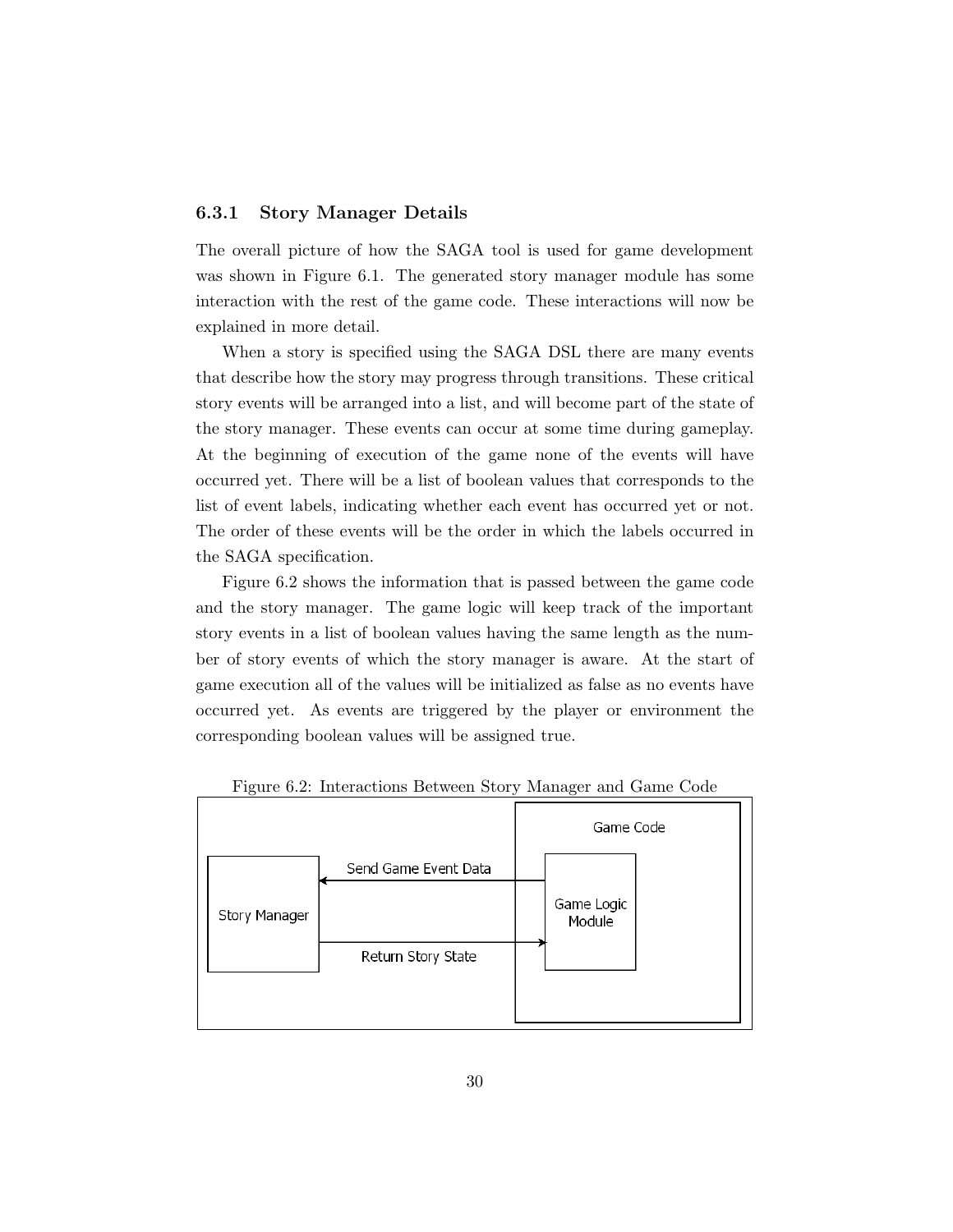### 6.3.1 Story Manager Details

The overall picture of how the SAGA tool is used for game development was shown in Figure 6.1. The generated story manager module has some interaction with the rest of the game code. These interactions will now be explained in more detail.

When a story is specified using the SAGA DSL there are many events that describe how the story may progress through transitions. These critical story events will be arranged into a list, and will become part of the state of the story manager. These events can occur at some time during gameplay. At the beginning of execution of the game none of the events will have occurred yet. There will be a list of boolean values that corresponds to the list of event labels, indicating whether each event has occurred yet or not. The order of these events will be the order in which the labels occurred in the SAGA specification.

Figure 6.2 shows the information that is passed between the game code and the story manager. The game logic will keep track of the important story events in a list of boolean values having the same length as the number of story events of which the story manager is aware. At the start of game execution all of the values will be initialized as false as no events have occurred yet. As events are triggered by the player or environment the corresponding boolean values will be assigned true.

Figure 6.2: Interactions Between Story Manager and Game Code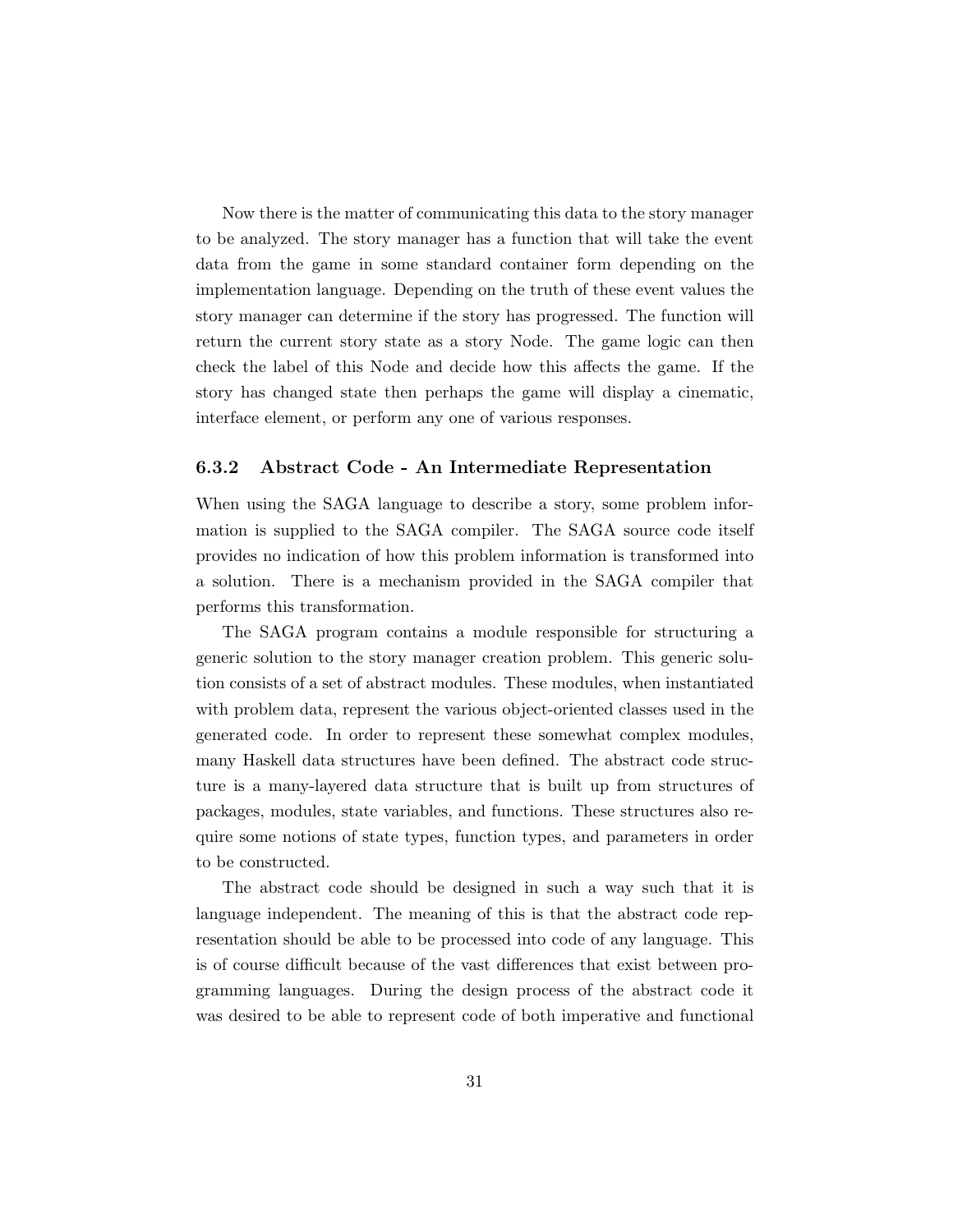Now there is the matter of communicating this data to the story manager to be analyzed. The story manager has a function that will take the event data from the game in some standard container form depending on the implementation language. Depending on the truth of these event values the story manager can determine if the story has progressed. The function will return the current story state as a story Node. The game logic can then check the label of this Node and decide how this affects the game. If the story has changed state then perhaps the game will display a cinematic, interface element, or perform any one of various responses.

### 6.3.2 Abstract Code - An Intermediate Representation

When using the SAGA language to describe a story, some problem information is supplied to the SAGA compiler. The SAGA source code itself provides no indication of how this problem information is transformed into a solution. There is a mechanism provided in the SAGA compiler that performs this transformation.

The SAGA program contains a module responsible for structuring a generic solution to the story manager creation problem. This generic solution consists of a set of abstract modules. These modules, when instantiated with problem data, represent the various object-oriented classes used in the generated code. In order to represent these somewhat complex modules, many Haskell data structures have been defined. The abstract code structure is a many-layered data structure that is built up from structures of packages, modules, state variables, and functions. These structures also require some notions of state types, function types, and parameters in order to be constructed.

The abstract code should be designed in such a way such that it is language independent. The meaning of this is that the abstract code representation should be able to be processed into code of any language. This is of course difficult because of the vast differences that exist between programming languages. During the design process of the abstract code it was desired to be able to represent code of both imperative and functional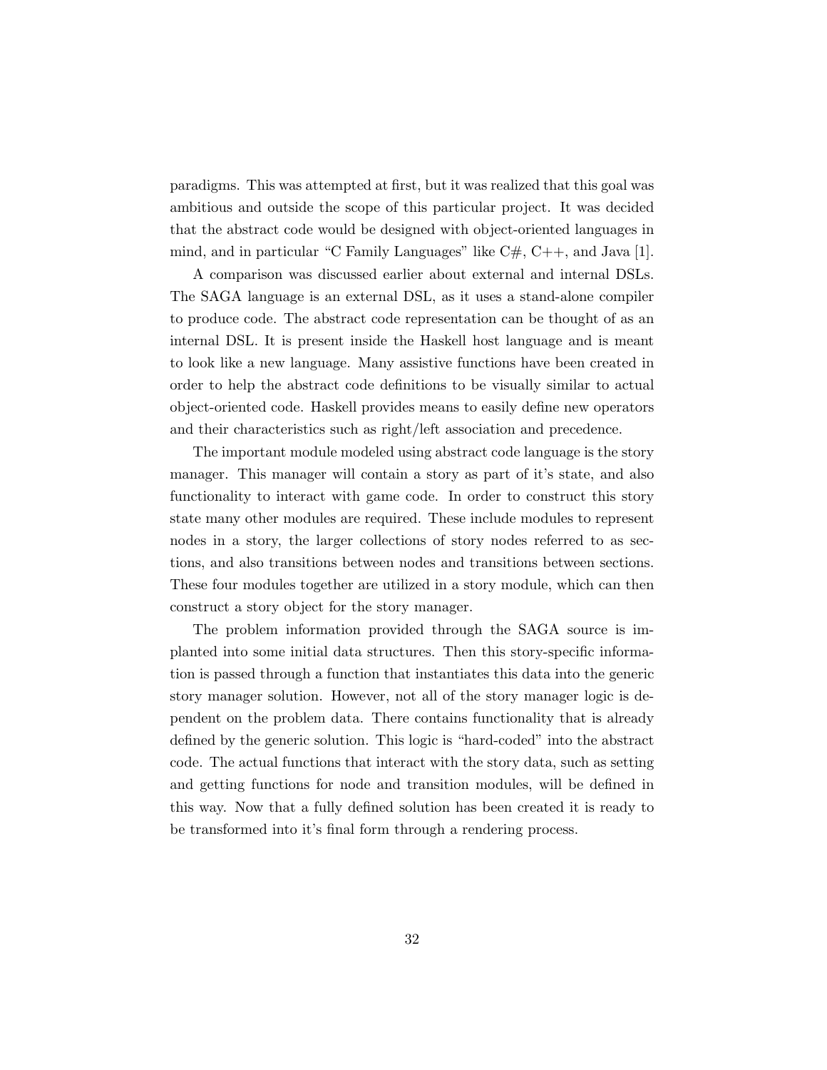paradigms. This was attempted at first, but it was realized that this goal was ambitious and outside the scope of this particular project. It was decided that the abstract code would be designed with object-oriented languages in mind, and in particular "C Family Languages" like C#, C++, and Java [1].

A comparison was discussed earlier about external and internal DSLs. The SAGA language is an external DSL, as it uses a stand-alone compiler to produce code. The abstract code representation can be thought of as an internal DSL. It is present inside the Haskell host language and is meant to look like a new language. Many assistive functions have been created in order to help the abstract code definitions to be visually similar to actual object-oriented code. Haskell provides means to easily define new operators and their characteristics such as right/left association and precedence.

The important module modeled using abstract code language is the story manager. This manager will contain a story as part of it's state, and also functionality to interact with game code. In order to construct this story state many other modules are required. These include modules to represent nodes in a story, the larger collections of story nodes referred to as sections, and also transitions between nodes and transitions between sections. These four modules together are utilized in a story module, which can then construct a story object for the story manager.

The problem information provided through the SAGA source is implanted into some initial data structures. Then this story-specific information is passed through a function that instantiates this data into the generic story manager solution. However, not all of the story manager logic is dependent on the problem data. There contains functionality that is already defined by the generic solution. This logic is "hard-coded" into the abstract code. The actual functions that interact with the story data, such as setting and getting functions for node and transition modules, will be defined in this way. Now that a fully defined solution has been created it is ready to be transformed into it's final form through a rendering process.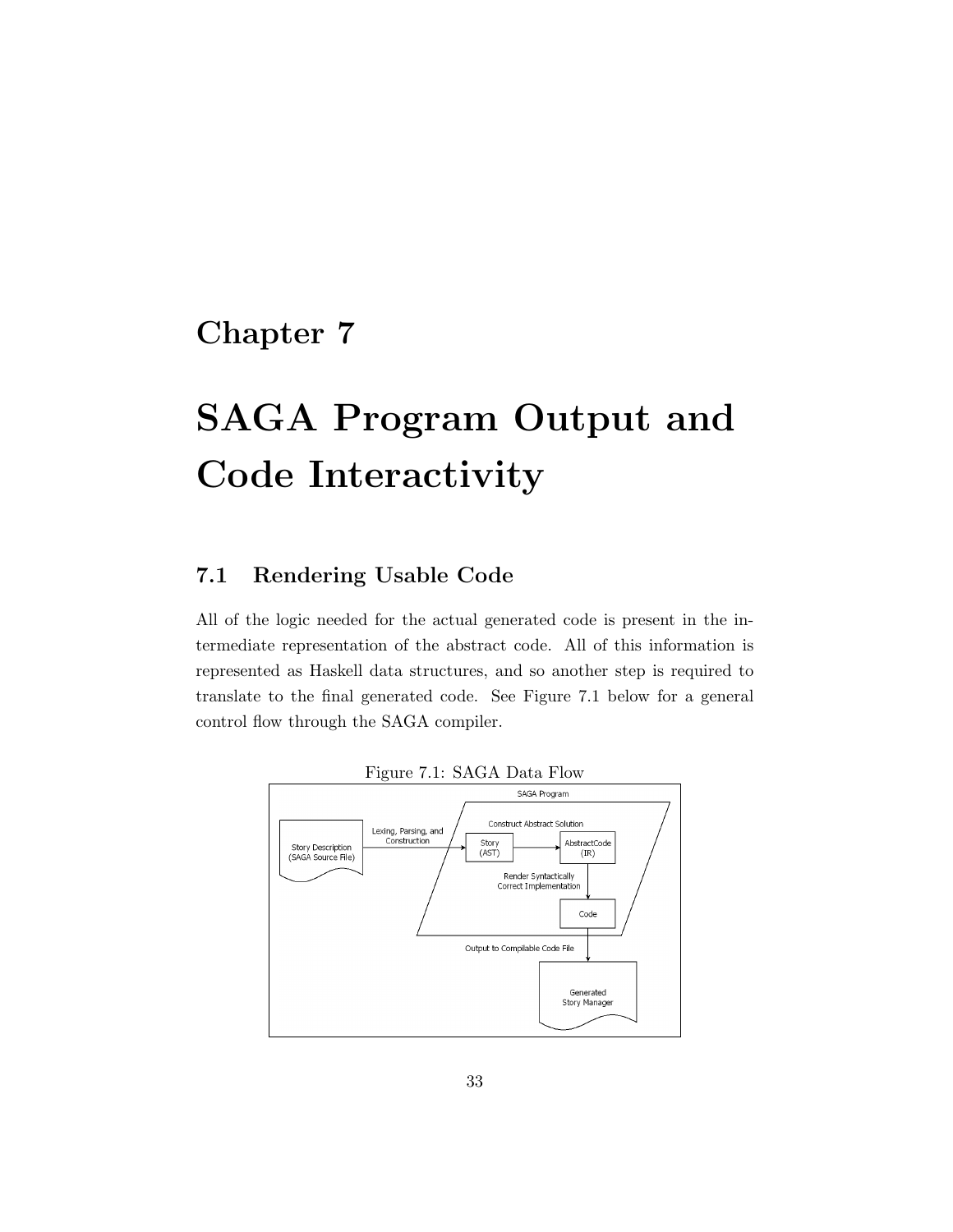# Chapter 7

# SAGA Program Output and Code Interactivity

## 7.1 Rendering Usable Code

All of the logic needed for the actual generated code is present in the intermediate representation of the abstract code. All of this information is represented as Haskell data structures, and so another step is required to translate to the final generated code. See Figure 7.1 below for a general control flow through the SAGA compiler.

Figure 7.1: SAGA Data Flow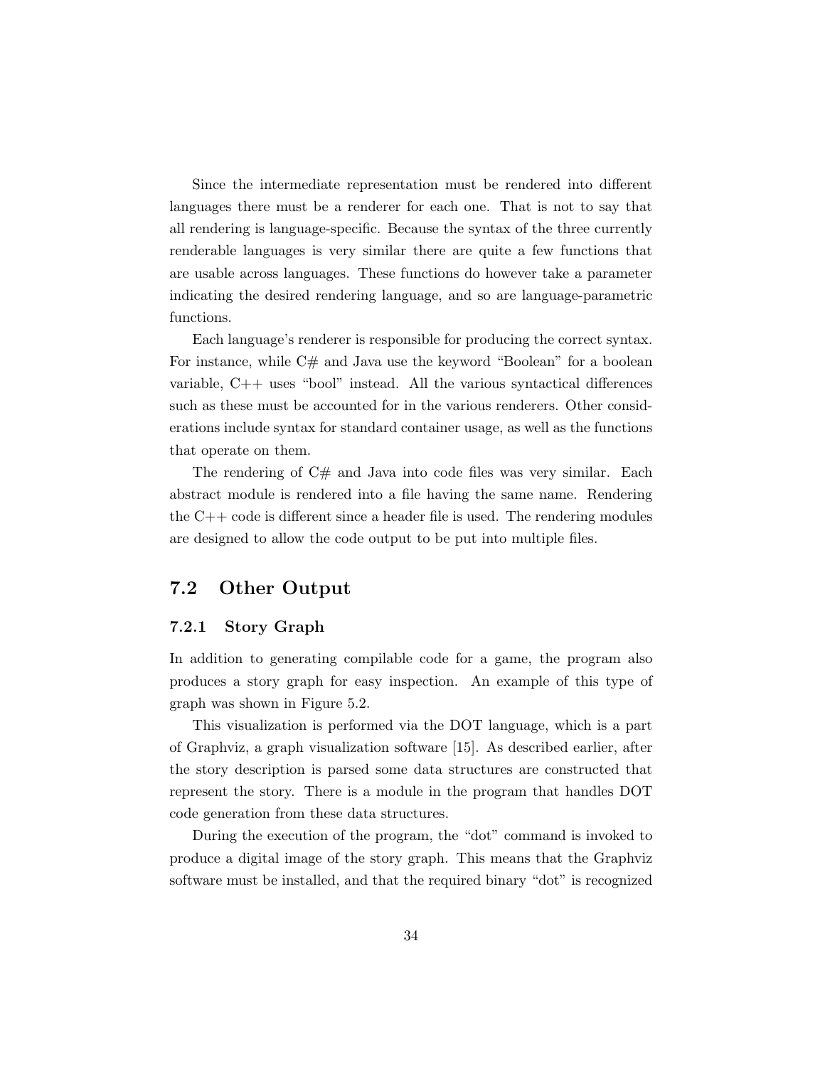Since the intermediate representation must be rendered into different languages there must be a renderer for each one. That is not to say that all rendering is language-specific. Because the syntax of the three currently renderable languages is very similar there are quite a few functions that are usable across languages. These functions do however take a parameter indicating the desired rendering language, and so are language-parametric functions.

Each language's renderer is responsible for producing the correct syntax. For instance, while C# and Java use the keyword "Boolean" for a boolean variable, C++ uses "bool" instead. All the various syntactical differences such as these must be accounted for in the various renderers. Other considerations include syntax for standard container usage, as well as the functions that operate on them.

The rendering of C# and Java into code files was very similar. Each abstract module is rendered into a file having the same name. Rendering the C++ code is different since a header file is used. The rendering modules are designed to allow the code output to be put into multiple files.

## 7.2 Other Output

### 7.2.1 Story Graph

In addition to generating compilable code for a game, the program also produces a story graph for easy inspection. An example of this type of graph was shown in Figure 5.2.

This visualization is performed via the DOT language, which is a part of Graphviz, a graph visualization software [15]. As described earlier, after the story description is parsed some data structures are constructed that represent the story. There is a module in the program that handles DOT code generation from these data structures.

During the execution of the program, the "dot" command is invoked to produce a digital image of the story graph. This means that the Graphviz software must be installed, and that the required binary "dot" is recognized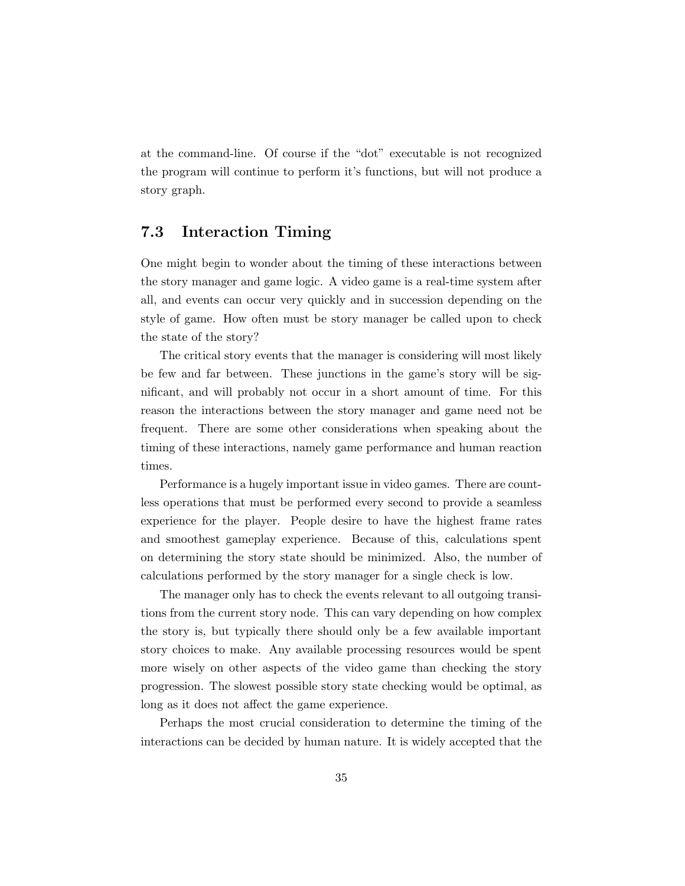at the command-line. Of course if the "dot" executable is not recognized the program will continue to perform it's functions, but will not produce a story graph.

## 7.3 Interaction Timing

One might begin to wonder about the timing of these interactions between the story manager and game logic. A video game is a real-time system after all, and events can occur very quickly and in succession depending on the style of game. How often must be story manager be called upon to check the state of the story?

The critical story events that the manager is considering will most likely be few and far between. These junctions in the game's story will be significant, and will probably not occur in a short amount of time. For this reason the interactions between the story manager and game need not be frequent. There are some other considerations when speaking about the timing of these interactions, namely game performance and human reaction times.

Performance is a hugely important issue in video games. There are countless operations that must be performed every second to provide a seamless experience for the player. People desire to have the highest frame rates and smoothest gameplay experience. Because of this, calculations spent on determining the story state should be minimized. Also, the number of calculations performed by the story manager for a single check is low.

The manager only has to check the events relevant to all outgoing transitions from the current story node. This can vary depending on how complex the story is, but typically there should only be a few available important story choices to make. Any available processing resources would be spent more wisely on other aspects of the video game than checking the story progression. The slowest possible story state checking would be optimal, as long as it does not affect the game experience.

Perhaps the most crucial consideration to determine the timing of the interactions can be decided by human nature. It is widely accepted that the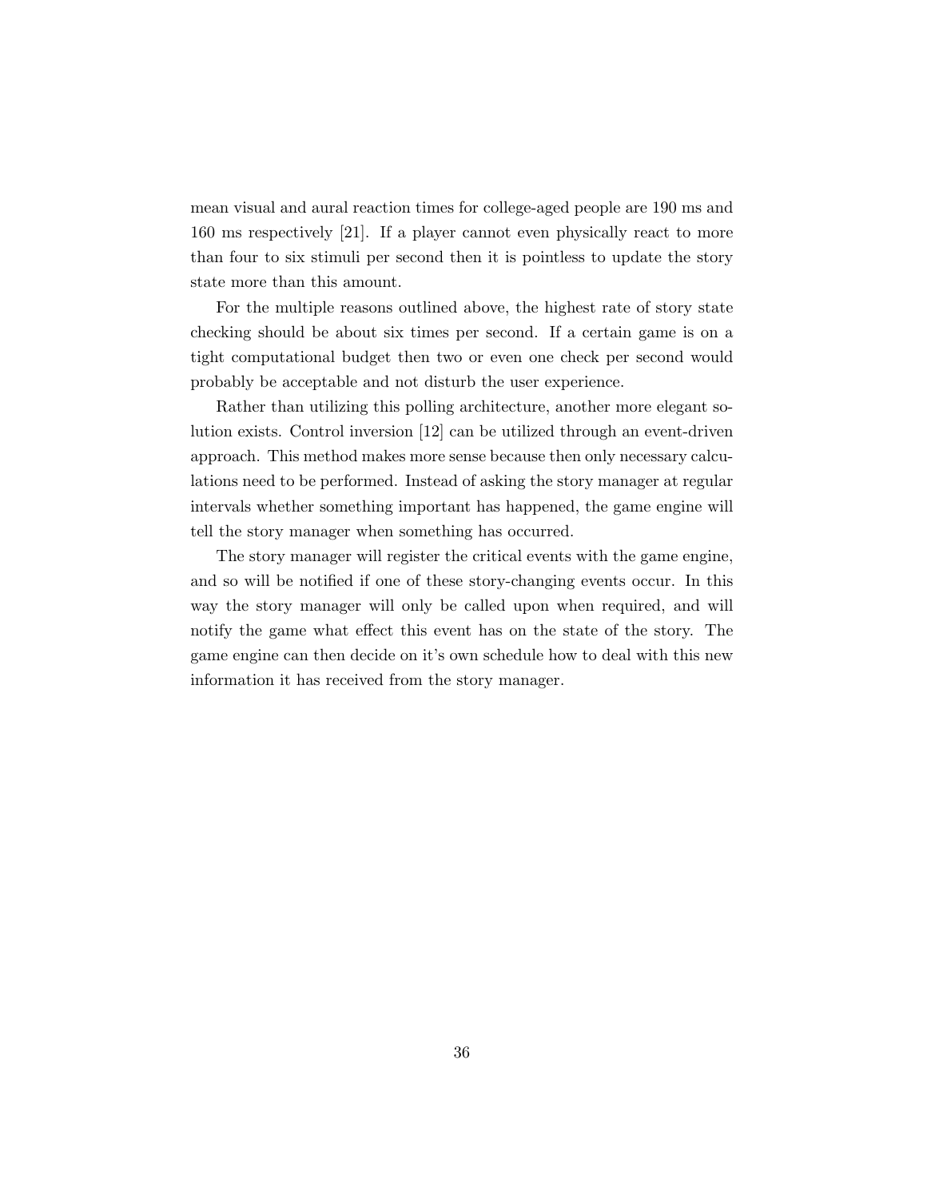mean visual and aural reaction times for college-aged people are 190 ms and 160 ms respectively [21]. If a player cannot even physically react to more than four to six stimuli per second then it is pointless to update the story state more than this amount.

For the multiple reasons outlined above, the highest rate of story state checking should be about six times per second. If a certain game is on a tight computational budget then two or even one check per second would probably be acceptable and not disturb the user experience.

Rather than utilizing this polling architecture, another more elegant solution exists. Control inversion [12] can be utilized through an event-driven approach. This method makes more sense because then only necessary calculations need to be performed. Instead of asking the story manager at regular intervals whether something important has happened, the game engine will tell the story manager when something has occurred.

The story manager will register the critical events with the game engine, and so will be notified if one of these story-changing events occur. In this way the story manager will only be called upon when required, and will notify the game what effect this event has on the state of the story. The game engine can then decide on it's own schedule how to deal with this new information it has received from the story manager.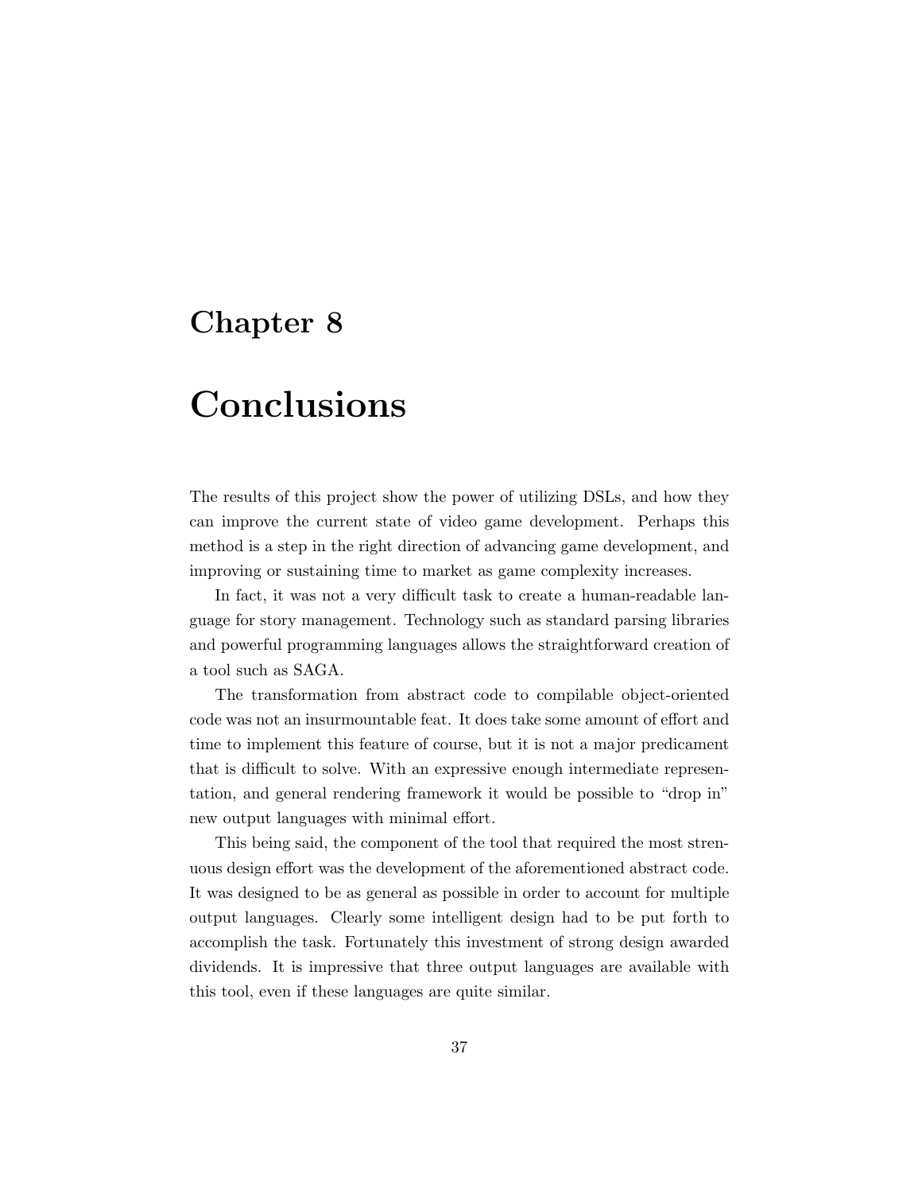# Chapter 8

# Conclusions

The results of this project show the power of utilizing DSLs, and how they can improve the current state of video game development. Perhaps this method is a step in the right direction of advancing game development, and improving or sustaining time to market as game complexity increases.

In fact, it was not a very difficult task to create a human-readable language for story management. Technology such as standard parsing libraries and powerful programming languages allows the straightforward creation of a tool such as SAGA.

The transformation from abstract code to compilable object-oriented code was not an insurmountable feat. It does take some amount of effort and time to implement this feature of course, but it is not a major predicament that is difficult to solve. With an expressive enough intermediate representation, and general rendering framework it would be possible to "drop in" new output languages with minimal effort.

This being said, the component of the tool that required the most strenuous design effort was the development of the aforementioned abstract code. It was designed to be as general as possible in order to account for multiple output languages. Clearly some intelligent design had to be put forth to accomplish the task. Fortunately this investment of strong design awarded dividends. It is impressive that three output languages are available with this tool, even if these languages are quite similar.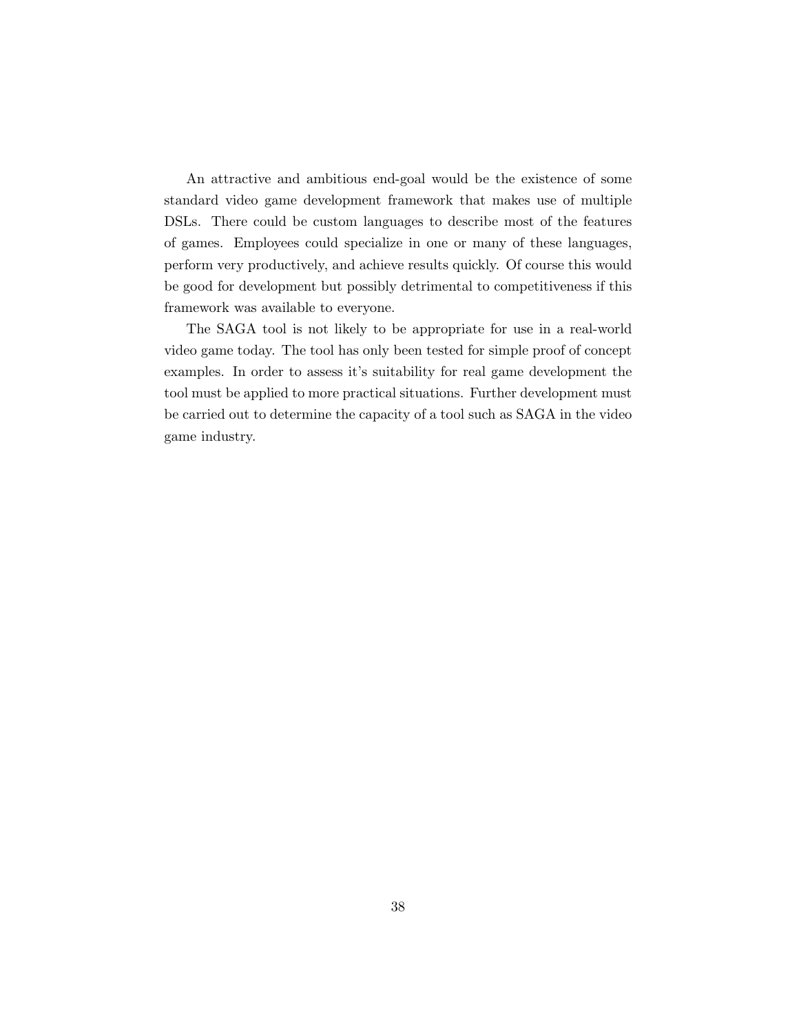An attractive and ambitious end-goal would be the existence of some standard video game development framework that makes use of multiple DSLs. There could be custom languages to describe most of the features of games. Employees could specialize in one or many of these languages, perform very productively, and achieve results quickly. Of course this would be good for development but possibly detrimental to competitiveness if this framework was available to everyone.

The SAGA tool is not likely to be appropriate for use in a real-world video game today. The tool has only been tested for simple proof of concept examples. In order to assess it's suitability for real game development the tool must be applied to more practical situations. Further development must be carried out to determine the capacity of a tool such as SAGA in the video game industry.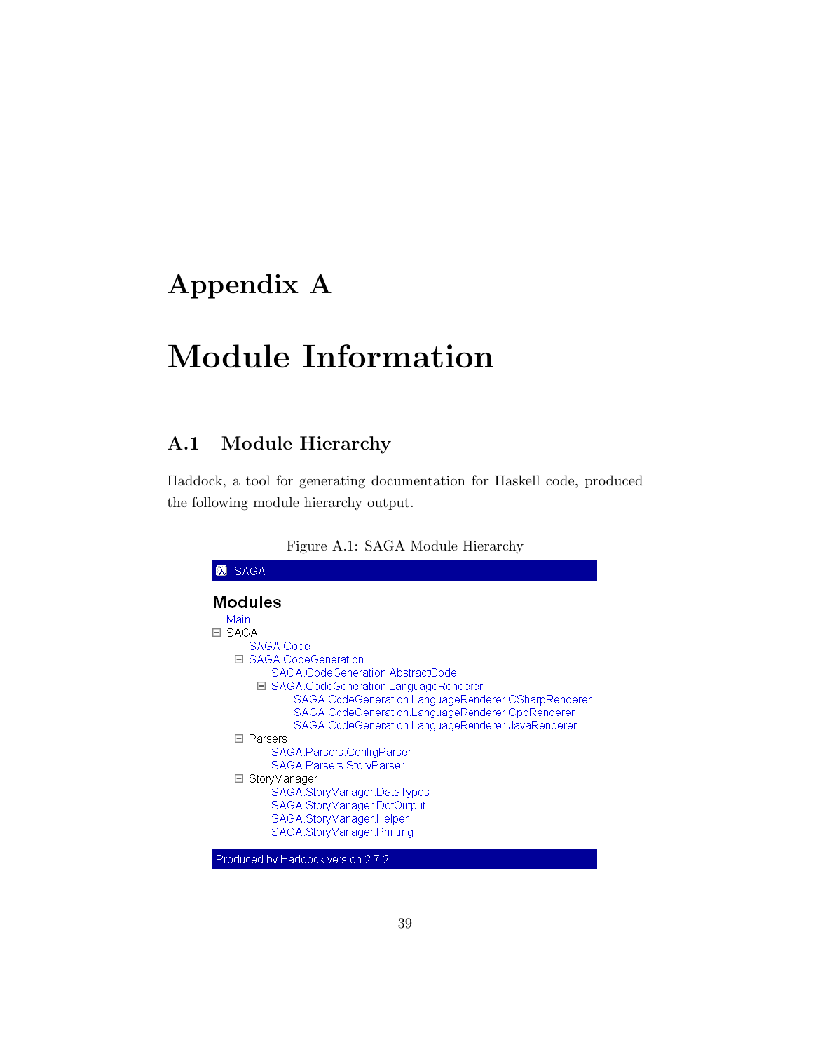# Appendix A

# Module Information

## A.1 Module Hierarchy

Haddock, a tool for generating documentation for Haskell code, produced the following module hierarchy output.

Figure A.1: SAGA Module Hierarchy

SAGA

**Modules**

- Main
- SAGA
  - SAGA.Code
  - SAGA.CodeGeneration
    - SAGA.CodeGeneration.AbstractCode
    - SAGA.CodeGeneration.LanguageRenderer
      - SAGA.CodeGeneration.LanguageRenderer.CSharpRenderer
      - SAGA.CodeGeneration.LanguageRenderer.CppRenderer
      - SAGA.CodeGeneration.LanguageRenderer.JavaRenderer
  - Parsers
    - SAGA.Parsers.ConfigParser
    - SAGA.Parsers.StoryParser
  - StoryManager
    - SAGA.StoryManager.DataTypes
    - SAGA.StoryManager.DotOutput
    - SAGA.StoryManager.Helper
    - SAGA.StoryManager.Printing

Produced by Haddock version 2.7.2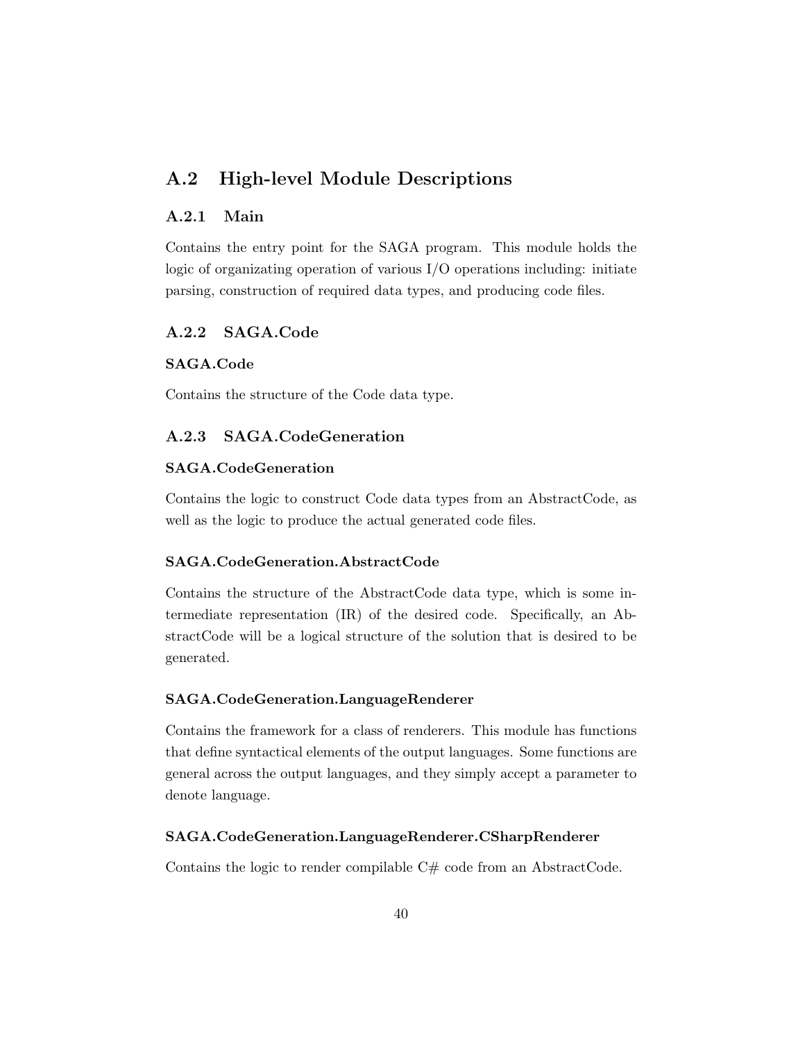## A.2 High-level Module Descriptions

### A.2.1 Main

Contains the entry point for the SAGA program. This module holds the logic of organizating operation of various I/O operations including: initiate parsing, construction of required data types, and producing code files.

### A.2.2 SAGA.Code

#### SAGA.Code

Contains the structure of the Code data type.

### A.2.3 SAGA.CodeGeneration

#### SAGA.CodeGeneration

Contains the logic to construct Code data types from an AbstractCode, as well as the logic to produce the actual generated code files.

#### SAGA.CodeGeneration.AbstractCode

Contains the structure of the AbstractCode data type, which is some intermediate representation (IR) of the desired code. Specifically, an AbstractCode will be a logical structure of the solution that is desired to be generated.

#### SAGA.CodeGeneration.LanguageRenderer

Contains the framework for a class of renderers. This module has functions that define syntactical elements of the output languages. Some functions are general across the output languages, and they simply accept a parameter to denote language.

#### SAGA.CodeGeneration.LanguageRenderer.CSharpRenderer

Contains the logic to render compilable C# code from an AbstractCode.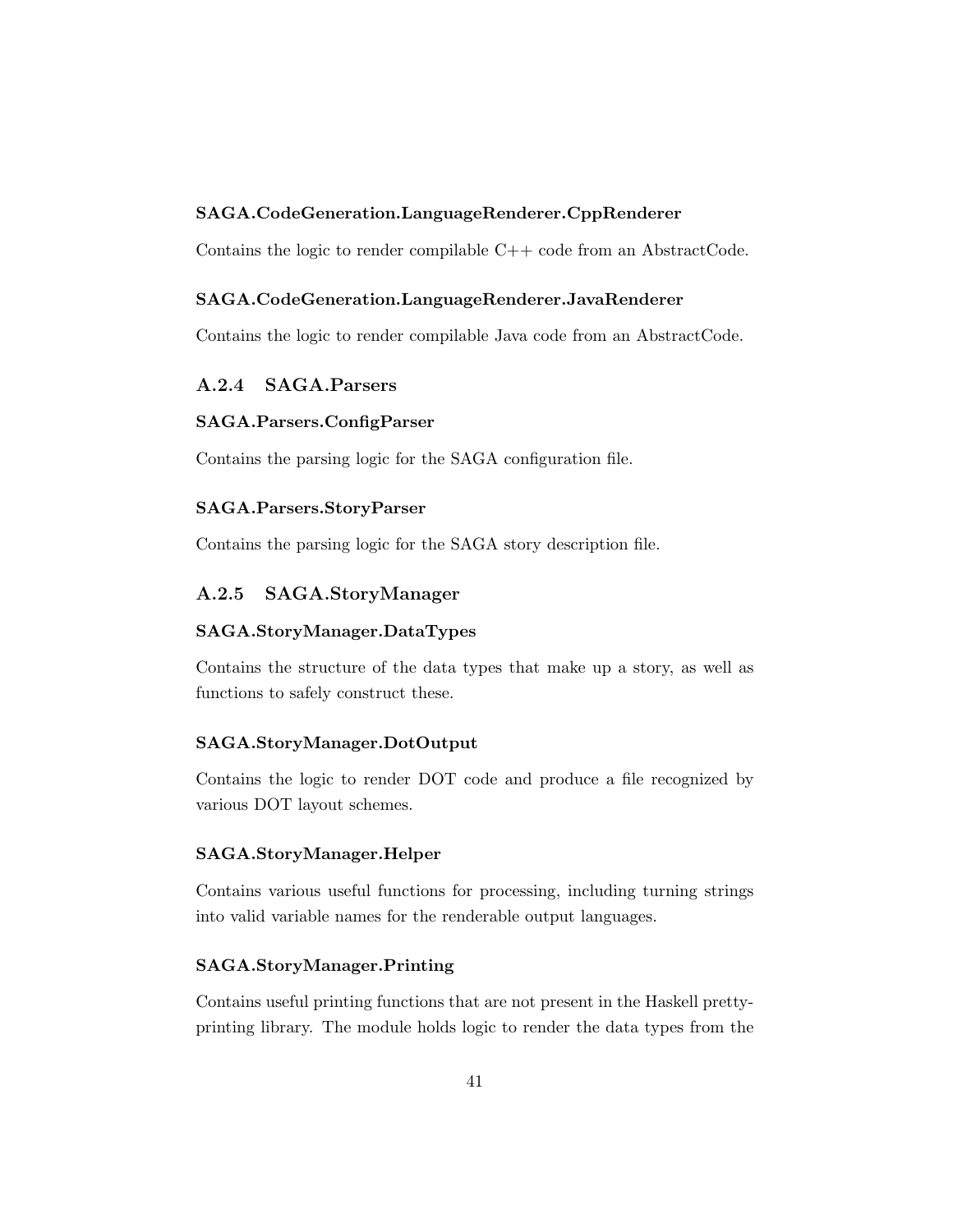#### SAGA.CodeGeneration.LanguageRenderer.CppRenderer

Contains the logic to render compilable C++ code from an AbstractCode.

#### SAGA.CodeGeneration.LanguageRenderer.JavaRenderer

Contains the logic to render compilable Java code from an AbstractCode.

### A.2.4 SAGA.Parsers

#### SAGA.Parsers.ConfigParser

Contains the parsing logic for the SAGA configuration file.

#### SAGA.Parsers.StoryParser

Contains the parsing logic for the SAGA story description file.

### A.2.5 SAGA.StoryManager

#### SAGA.StoryManager.DataTypes

Contains the structure of the data types that make up a story, as well as functions to safely construct these.

#### SAGA.StoryManager.DotOutput

Contains the logic to render DOT code and produce a file recognized by various DOT layout schemes.

#### SAGA.StoryManager.Helper

Contains various useful functions for processing, including turning strings into valid variable names for the renderable output languages.

#### SAGA.StoryManager.Printing

Contains useful printing functions that are not present in the Haskell pretty-printing library. The module holds logic to render the data types from the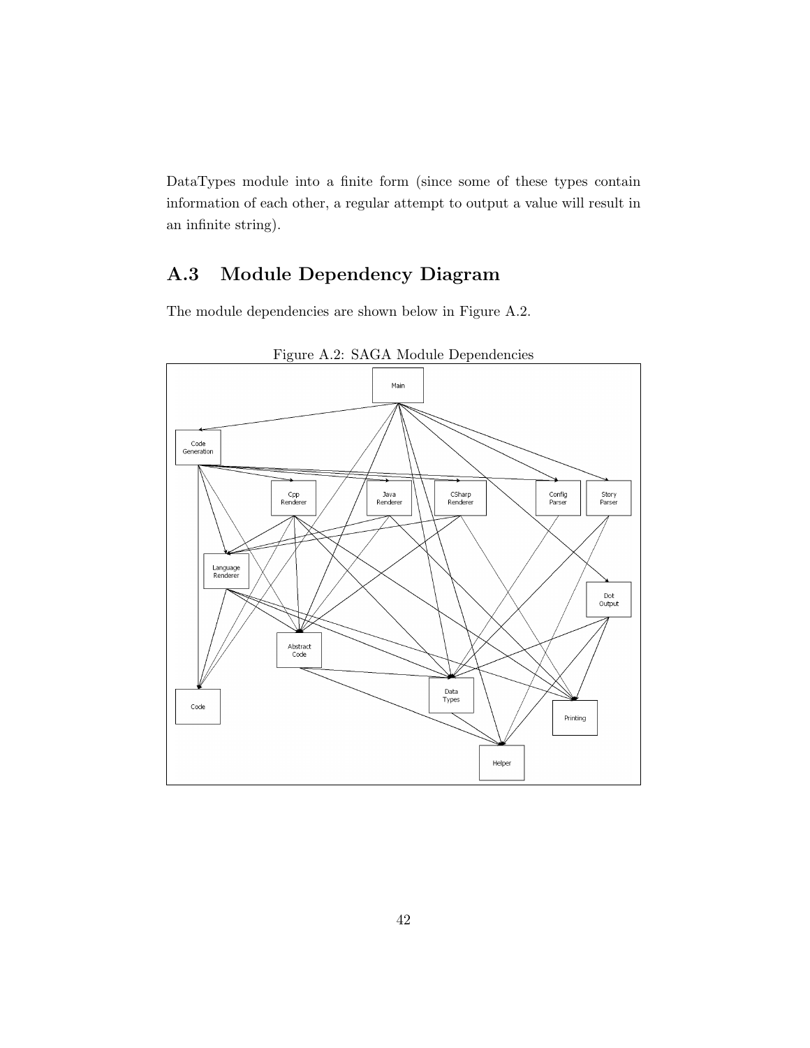DataTypes module into a finite form (since some of these types contain information of each other, a regular attempt to output a value will result in an infinite string).

## A.3 Module Dependency Diagram

The module dependencies are shown below in Figure A.2.

Figure A.2: SAGA Module Dependencies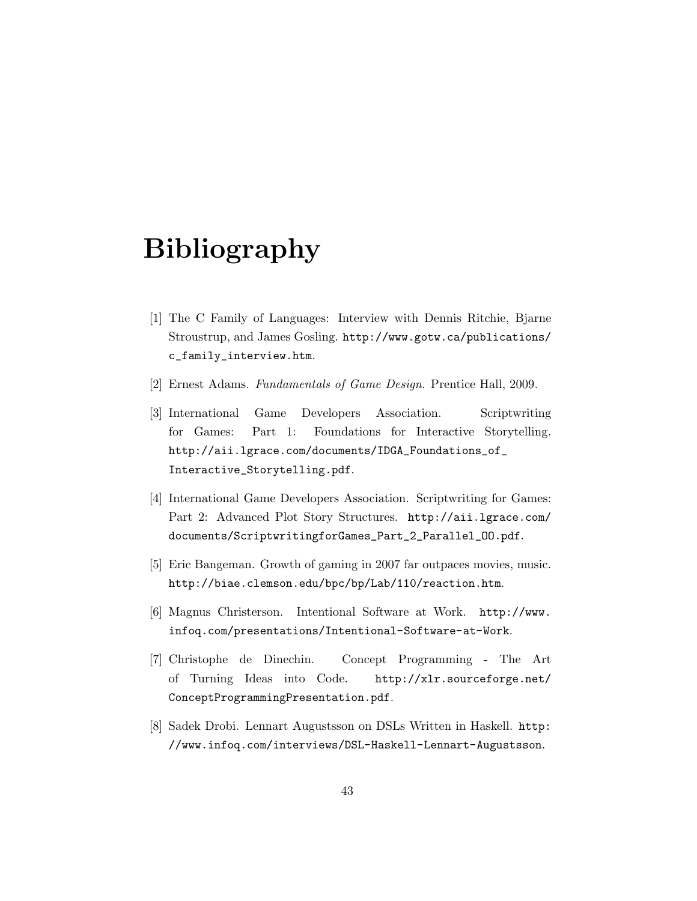# Bibliography

[1] The C Family of Languages: Interview with Dennis Ritchie, Bjarne Stroustrup, and James Gosling. http://www.gotw.ca/publications/c_family_interview.htm.

[2] Ernest Adams. *Fundamentals of Game Design*. Prentice Hall, 2009.

[3] International Game Developers Association. Scriptwriting for Games: Part 1: Foundations for Interactive Storytelling. http://aii.lgrace.com/documents/IDGA_Foundations_of_Interactive_Storytelling.pdf.

[4] International Game Developers Association. Scriptwriting for Games: Part 2: Advanced Plot Story Structures. http://aii.lgrace.com/documents/ScriptwritingforGames_Part_2_Parallel_OO.pdf.

[5] Eric Bangeman. Growth of gaming in 2007 far outpaces movies, music. http://biae.clemson.edu/bpc/bp/Lab/110/reaction.htm.

[6] Magnus Christerson. Intentional Software at Work. http://www.infoq.com/presentations/Intentional-Software-at-Work.

[7] Christophe de Dinechin. Concept Programming - The Art of Turning Ideas into Code. http://xlr.sourceforge.net/ConceptProgrammingPresentation.pdf.

[8] Sadek Drobi. Lennart Augustsson on DSLs Written in Haskell. http://www.infoq.com/interviews/DSL-Haskell-Lennart-Augustsson.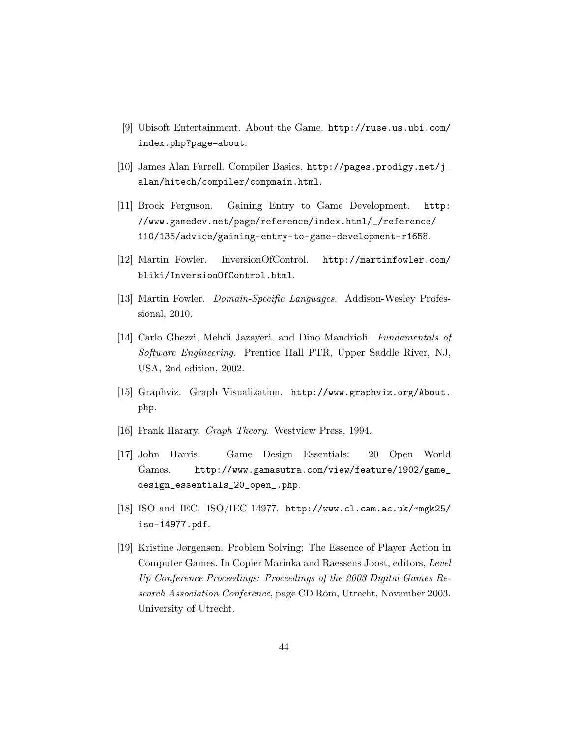[9] Ubisoft Entertainment. About the Game. http://ruse.us.ubi.com/index.php?page=about.

[10] James Alan Farrell. Compiler Basics. http://pages.prodigy.net/j_alan/hitech/compiler/compmain.html.

[11] Brock Ferguson. Gaining Entry to Game Development. http://www.gamedev.net/page/reference/index.html/_/reference/110/135/advice/gaining-entry-to-game-development-r1658.

[12] Martin Fowler. InversionOfControl. http://martinfowler.com/bliki/InversionOfControl.html.

[13] Martin Fowler. *Domain-Specific Languages*. Addison-Wesley Professional, 2010.

[14] Carlo Ghezzi, Mehdi Jazayeri, and Dino Mandrioli. *Fundamentals of Software Engineering*. Prentice Hall PTR, Upper Saddle River, NJ, USA, 2nd edition, 2002.

[15] Graphviz. Graph Visualization. http://www.graphviz.org/About.php.

[16] Frank Harary. *Graph Theory*. Westview Press, 1994.

[17] John Harris. Game Design Essentials: 20 Open World Games. http://www.gamasutra.com/view/feature/1902/game_design_essentials_20_open_.php.

[18] ISO and IEC. ISO/IEC 14977. http://www.cl.cam.ac.uk/~mgk25/iso-14977.pdf.

[19] Kristine Jørgensen. Problem Solving: The Essence of Player Action in Computer Games. In Copier Marinka and Raessens Joost, editors, *Level Up Conference Proceedings: Proceedings of the 2003 Digital Games Research Association Conference*, page CD Rom, Utrecht, November 2003. University of Utrecht.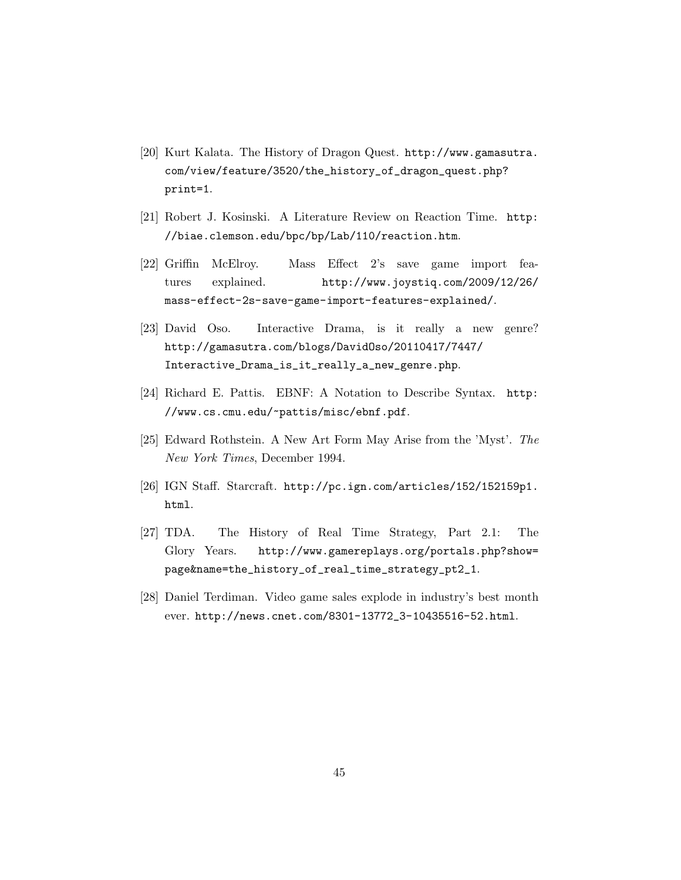[20] Kurt Kalata. The History of Dragon Quest. http://www.gamasutra.com/view/feature/3520/the_history_of_dragon_quest.php?print=1.

[21] Robert J. Kosinski. A Literature Review on Reaction Time. http://biae.clemson.edu/bpc/bp/Lab/110/reaction.htm.

[22] Griffin McElroy. Mass Effect 2's save game import features explained. http://www.joystiq.com/2009/12/26/mass-effect-2s-save-game-import-features-explained/.

[23] David Oso. Interactive Drama, is it really a new genre? http://gamasutra.com/blogs/DavidOso/20110417/7447/Interactive_Drama_is_it_really_a_new_genre.php.

[24] Richard E. Pattis. EBNF: A Notation to Describe Syntax. http://www.cs.cmu.edu/~pattis/misc/ebnf.pdf.

[25] Edward Rothstein. A New Art Form May Arise from the 'Myst'. *The New York Times*, December 1994.

[26] IGN Staff. Starcraft. http://pc.ign.com/articles/152/152159p1.html.

[27] TDA. The History of Real Time Strategy, Part 2.1: The Glory Years. http://www.gamereplays.org/portals.php?show=page&name=the_history_of_real_time_strategy_pt2_1.

[28] Daniel Terdiman. Video game sales explode in industry's best month ever. http://news.cnet.com/8301-13772_3-10435516-52.html.